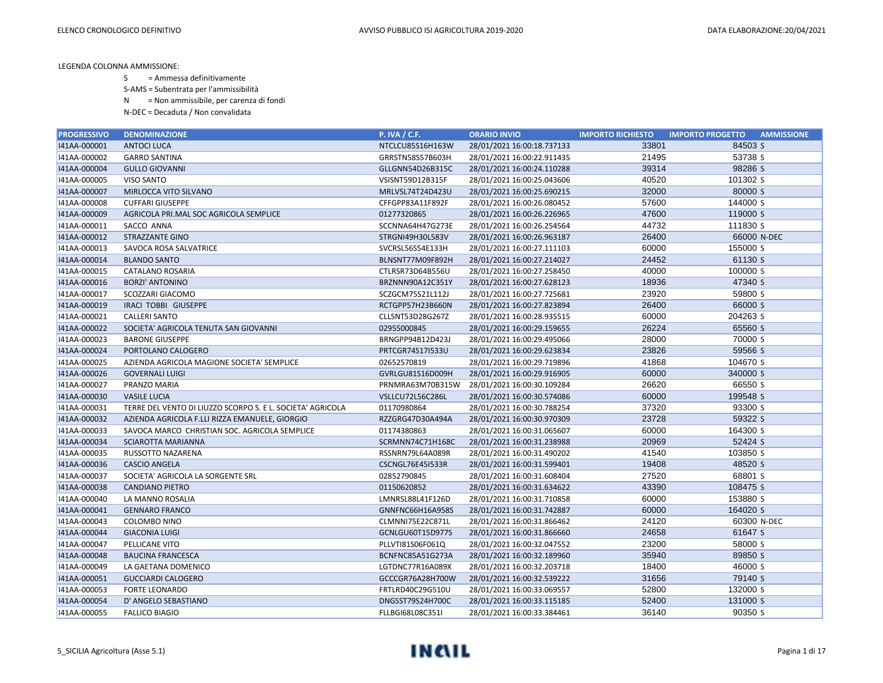LEGENDA COLONNA AMMISSIONE:

S = Ammessa definitivamente

S-AMS = Subentrata per l'ammissibilità

N = Non ammissibile, per carenza di fondi

N-DEC = Decaduta / Non convalidata

| PROGRESSIVO | DENOMINAZIONE | P. IVA / C.F. | ORARIO INVIO | IMPORTO RICHIESTO | IMPORTO PROGETTO | AMMISSIONE |
|---|---|---|---|---|---|---|
| I41AA-000001 | ANTOCI LUCA | NTCLCU85S16H163W | 28/01/2021 16:00:18.737133 | 33801 | 84503 | S |
| I41AA-000002 | GARRO SANTINA | GRRSTN58S57B603H | 28/01/2021 16:00:22.911435 | 21495 | 53738 | S |
| I41AA-000004 | GULLO GIOVANNI | GLLGNN54D26B315C | 28/01/2021 16:00:24.110288 | 39314 | 98286 | S |
| I41AA-000005 | VISO SANTO | VSISNT59D12B315F | 28/01/2021 16:00:25.043606 | 40520 | 101302 | S |
| I41AA-000007 | MIRLOCCA VITO SILVANO | MRLVSL74T24D423U | 28/01/2021 16:00:25.690215 | 32000 | 80000 | S |
| I41AA-000008 | CUFFARI GIUSEPPE | CFFGPP83A11F892F | 28/01/2021 16:00:26.080452 | 57600 | 144000 | S |
| I41AA-000009 | AGRICOLA PRI.MAL SOC AGRICOLA SEMPLICE | 01277320865 | 28/01/2021 16:00:26.226965 | 47600 | 119000 | S |
| I41AA-000011 | SACCO ANNA | SCCNNA64H47G273E | 28/01/2021 16:00:26.254564 | 44732 | 111830 | S |
| I41AA-000012 | STRAZZANTE GINO | STRGNI49H30L583V | 28/01/2021 16:00:26.963187 | 26400 | 66000 | N-DEC |
| I41AA-000013 | SAVOCA ROSA SALVATRICE | SVCRSL56S54E133H | 28/01/2021 16:00:27.111103 | 60000 | 155000 | S |
| I41AA-000014 | BLANDO SANTO | BLNSNT77M09F892H | 28/01/2021 16:00:27.214027 | 24452 | 61130 | S |
| I41AA-000015 | CATALANO ROSARIA | CTLRSR73D64B556U | 28/01/2021 16:00:27.258450 | 40000 | 100000 | S |
| I41AA-000016 | BORZI' ANTONINO | BRZNNN90A12C351Y | 28/01/2021 16:00:27.628123 | 18936 | 47340 | S |
| I41AA-000017 | SCOZZARI GIACOMO | SCZGCM75S21L112J | 28/01/2021 16:00:27.725681 | 23920 | 59800 | S |
| I41AA-000019 | IRACI TOBBI GIUSEPPE | RCTGPP57H23B660N | 28/01/2021 16:00:27.823894 | 26400 | 66000 | S |
| I41AA-000021 | CALLERI SANTO | CLLSNT53D28G267Z | 28/01/2021 16:00:28.935515 | 60000 | 204263 | S |
| I41AA-000022 | SOCIETA' AGRICOLA TENUTA SAN GIOVANNI | 02955000845 | 28/01/2021 16:00:29.159655 | 26224 | 65560 | S |
| I41AA-000023 | BARONE GIUSEPPE | BRNGPP94B12D423J | 28/01/2021 16:00:29.495066 | 28000 | 70000 | S |
| I41AA-000024 | PORTOLANO CALOGERO | PRTCGR74S17I533U | 28/01/2021 16:00:29.623834 | 23826 | 59566 | S |
| I41AA-000025 | AZIENDA AGRICOLA MAGIONE SOCIETA' SEMPLICE | 02652570819 | 28/01/2021 16:00:29.719896 | 41868 | 104670 | S |
| I41AA-000026 | GOVERNALI LUIGI | GVRLGU81S16D009H | 28/01/2021 16:00:29.916905 | 60000 | 340000 | S |
| I41AA-000027 | PRANZO MARIA | PRNMRA63M70B315W | 28/01/2021 16:00:30.109284 | 26620 | 66550 | S |
| I41AA-000030 | VASILE LUCIA | VSLLCU72L56C286L | 28/01/2021 16:00:30.574086 | 60000 | 199548 | S |
| I41AA-000031 | TERRE DEL VENTO DI LIUZZO SCORPO S. E L. SOCIETA' AGRICOLA | 01170980864 | 28/01/2021 16:00:30.788254 | 37320 | 93300 | S |
| I41AA-000032 | AZIENDA AGRICOLA F.LLI RIZZA EMANUELE, GIORGIO | RZZGRG47D30A494A | 28/01/2021 16:00:30.970309 | 23728 | 59322 | S |
| I41AA-000033 | SAVOCA MARCO CHRISTIAN SOC. AGRICOLA SEMPLICE | 01174380863 | 28/01/2021 16:00:31.065607 | 60000 | 164300 | S |
| I41AA-000034 | SCIAROTTA MARIANNA | SCRMNN74C71H168C | 28/01/2021 16:00:31.238988 | 20969 | 52424 | S |
| I41AA-000035 | RUSSOTTO NAZARENA | RSSNRN79L64A089R | 28/01/2021 16:00:31.490202 | 41540 | 103850 | S |
| I41AA-000036 | CASCIO ANGELA | CSCNGL76E45I533R | 28/01/2021 16:00:31.599401 | 19408 | 48520 | S |
| I41AA-000037 | SOCIETA' AGRICOLA LA SORGENTE SRL | 02852790845 | 28/01/2021 16:00:31.608404 | 27520 | 68801 | S |
| I41AA-000038 | CANDIANO PIETRO | 01150620852 | 28/01/2021 16:00:31.634622 | 43390 | 108475 | S |
| I41AA-000040 | LA MANNO ROSALIA | LMNRSL88L41F126D | 28/01/2021 16:00:31.710858 | 60000 | 153880 | S |
| I41AA-000041 | GENNARO FRANCO | GNNFNC66H16A958S | 28/01/2021 16:00:31.742887 | 60000 | 164020 | S |
| I41AA-000043 | COLOMBO NINO | CLMNNI75E22C871L | 28/01/2021 16:00:31.866462 | 24120 | 60300 | N-DEC |
| I41AA-000044 | GIACONIA LUIGI | GCNLGU60T15D977S | 28/01/2021 16:00:31.866660 | 24658 | 61647 | S |
| I41AA-000047 | PELLICANE VITO | PLLVTI81S06F061Q | 28/01/2021 16:00:32.047552 | 23200 | 58000 | S |
| I41AA-000048 | BAUCINA FRANCESCA | BCNFNC85A51G273A | 28/01/2021 16:00:32.189960 | 35940 | 89850 | S |
| I41AA-000049 | LA GAETANA DOMENICO | LGTDNC77R16A089X | 28/01/2021 16:00:32.203718 | 18400 | 46000 | S |
| I41AA-000051 | GUCCIARDI CALOGERO | GCCCGR76A28H700W | 28/01/2021 16:00:32.539222 | 31656 | 79140 | S |
| I41AA-000053 | FORTE LEONARDO | FRTLRD40C29G510U | 28/01/2021 16:00:33.069557 | 52800 | 132000 | S |
| I41AA-000054 | D' ANGELO SEBASTIANO | DNGSST79S24H700C | 28/01/2021 16:00:33.115185 | 52400 | 131000 | S |
| I41AA-000055 | FALLICO BIAGIO | FLLBGI68L08C351I | 28/01/2021 16:00:33.384461 | 36140 | 90350 | S |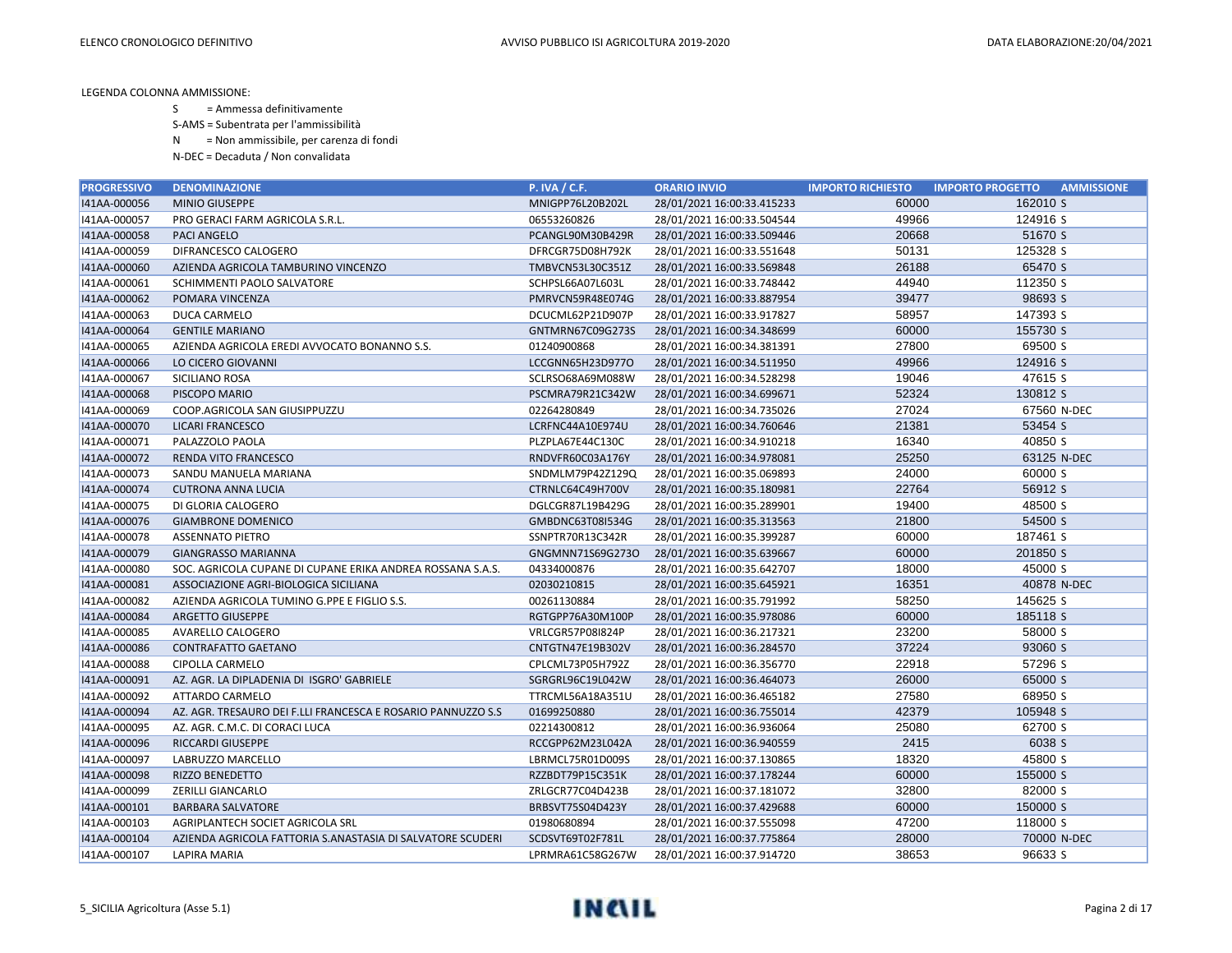LEGENDA COLONNA AMMISSIONE:

S = Ammessa definitivamente

S-AMS = Subentrata per l'ammissibilità

N = Non ammissibile, per carenza di fondi

N-DEC = Decaduta / Non convalidata

| PROGRESSIVO | DENOMINAZIONE | P. IVA / C.F. | ORARIO INVIO | IMPORTO RICHIESTO | IMPORTO PROGETTO | AMMISSIONE |
|---|---|---|---|---|---|---|
| I41AA-000056 | MINIO GIUSEPPE | MNIGPP76L20B202L | 28/01/2021 16:00:33.415233 | 60000 | 162010 | S |
| I41AA-000057 | PRO GERACI FARM AGRICOLA S.R.L. | 06553260826 | 28/01/2021 16:00:33.504544 | 49966 | 124916 | S |
| I41AA-000058 | PACI ANGELO | PCANGL90M30B429R | 28/01/2021 16:00:33.509446 | 20668 | 51670 | S |
| I41AA-000059 | DIFRANCESCO CALOGERO | DFRCGR75D08H792K | 28/01/2021 16:00:33.551648 | 50131 | 125328 | S |
| I41AA-000060 | AZIENDA AGRICOLA TAMBURINO VINCENZO | TMBVCN53L30C351Z | 28/01/2021 16:00:33.569848 | 26188 | 65470 | S |
| I41AA-000061 | SCHIMMENTI PAOLO SALVATORE | SCHPSL66A07L603L | 28/01/2021 16:00:33.748442 | 44940 | 112350 | S |
| I41AA-000062 | POMARA VINCENZA | PMRVCN59R48E074G | 28/01/2021 16:00:33.887954 | 39477 | 98693 | S |
| I41AA-000063 | DUCA CARMELO | DCUCML62P21D907P | 28/01/2021 16:00:33.917827 | 58957 | 147393 | S |
| I41AA-000064 | GENTILE MARIANO | GNTMRN67C09G273S | 28/01/2021 16:00:34.348699 | 60000 | 155730 | S |
| I41AA-000065 | AZIENDA AGRICOLA EREDI AVVOCATO BONANNO S.S. | 01240900868 | 28/01/2021 16:00:34.381391 | 27800 | 69500 | S |
| I41AA-000066 | LO CICERO GIOVANNI | LCCGNN65H23D977O | 28/01/2021 16:00:34.511950 | 49966 | 124916 | S |
| I41AA-000067 | SICILIANO ROSA | SCLRSO68A69M088W | 28/01/2021 16:00:34.528298 | 19046 | 47615 | S |
| I41AA-000068 | PISCOPO MARIO | PSCMRA79R21C342W | 28/01/2021 16:00:34.699671 | 52324 | 130812 | S |
| I41AA-000069 | COOP.AGRICOLA SAN GIUSIPPUZZU | 02264280849 | 28/01/2021 16:00:34.735026 | 27024 | 67560 | N-DEC |
| I41AA-000070 | LICARI FRANCESCO | LCRFNC44A10E974U | 28/01/2021 16:00:34.760646 | 21381 | 53454 | S |
| I41AA-000071 | PALAZZOLO PAOLA | PLZPLA67E44C130C | 28/01/2021 16:00:34.910218 | 16340 | 40850 | S |
| I41AA-000072 | RENDA VITO FRANCESCO | RNDVFR60C03A176Y | 28/01/2021 16:00:34.978081 | 25250 | 63125 | N-DEC |
| I41AA-000073 | SANDU MANUELA MARIANA | SNDMLM79P42Z129Q | 28/01/2021 16:00:35.069893 | 24000 | 60000 | S |
| I41AA-000074 | CUTRONA ANNA LUCIA | CTRNLC64C49H700V | 28/01/2021 16:00:35.180981 | 22764 | 56912 | S |
| I41AA-000075 | DI GLORIA CALOGERO | DGLCGR87L19B429G | 28/01/2021 16:00:35.289901 | 19400 | 48500 | S |
| I41AA-000076 | GIAMBRONE DOMENICO | GMBDNC63T08I534G | 28/01/2021 16:00:35.313563 | 21800 | 54500 | S |
| I41AA-000078 | ASSENNATO PIETRO | SSNPTR70R13C342R | 28/01/2021 16:00:35.399287 | 60000 | 187461 | S |
| I41AA-000079 | GIANGRASSO MARIANNA | GNGMNN71S69G273O | 28/01/2021 16:00:35.639667 | 60000 | 201850 | S |
| I41AA-000080 | SOC. AGRICOLA CUPANE DI CUPANE ERIKA ANDREA ROSSANA S.A.S. | 04334000876 | 28/01/2021 16:00:35.642707 | 18000 | 45000 | S |
| I41AA-000081 | ASSOCIAZIONE AGRI-BIOLOGICA SICILIANA | 02030210815 | 28/01/2021 16:00:35.645921 | 16351 | 40878 | N-DEC |
| I41AA-000082 | AZIENDA AGRICOLA TUMINO G.PPE E FIGLIO S.S. | 00261130884 | 28/01/2021 16:00:35.791992 | 58250 | 145625 | S |
| I41AA-000084 | ARGETTO GIUSEPPE | RGTGPP76A30M100P | 28/01/2021 16:00:35.978086 | 60000 | 185118 | S |
| I41AA-000085 | AVARELLO CALOGERO | VRLCGR57P08I824P | 28/01/2021 16:00:36.217321 | 23200 | 58000 | S |
| I41AA-000086 | CONTRAFATTO GAETANO | CNTGTN47E19B302V | 28/01/2021 16:00:36.284570 | 37224 | 93060 | S |
| I41AA-000088 | CIPOLLA CARMELO | CPLCML73P05H792Z | 28/01/2021 16:00:36.356770 | 22918 | 57296 | S |
| I41AA-000091 | AZ. AGR. LA DIPLADENIA DI ISGRO' GABRIELE | SGRGRL96C19L042W | 28/01/2021 16:00:36.464073 | 26000 | 65000 | S |
| I41AA-000092 | ATTARDO CARMELO | TTRCML56A18A351U | 28/01/2021 16:00:36.465182 | 27580 | 68950 | S |
| I41AA-000094 | AZ. AGR. TRESAURO DEI F.LLI FRANCESCA E ROSARIO PANNUZZO S.S | 01699250880 | 28/01/2021 16:00:36.755014 | 42379 | 105948 | S |
| I41AA-000095 | AZ. AGR. C.M.C. DI CORACI LUCA | 02214300812 | 28/01/2021 16:00:36.936064 | 25080 | 62700 | S |
| I41AA-000096 | RICCARDI GIUSEPPE | RCCGPP62M23L042A | 28/01/2021 16:00:36.940559 | 2415 | 6038 | S |
| I41AA-000097 | LABRUZZO MARCELLO | LBRMCL75R01D009S | 28/01/2021 16:00:37.130865 | 18320 | 45800 | S |
| I41AA-000098 | RIZZO BENEDETTO | RZZBDT79P15C351K | 28/01/2021 16:00:37.178244 | 60000 | 155000 | S |
| I41AA-000099 | ZERILLI GIANCARLO | ZRLGCR77C04D423B | 28/01/2021 16:00:37.181072 | 32800 | 82000 | S |
| I41AA-000101 | BARBARA SALVATORE | BRBSVT75S04D423Y | 28/01/2021 16:00:37.429688 | 60000 | 150000 | S |
| I41AA-000103 | AGRIPLANTECH SOCIET AGRICOLA SRL | 01980680894 | 28/01/2021 16:00:37.555098 | 47200 | 118000 | S |
| I41AA-000104 | AZIENDA AGRICOLA FATTORIA S.ANASTASIA DI SALVATORE SCUDERI | SCDSVT69T02F781L | 28/01/2021 16:00:37.775864 | 28000 | 70000 | N-DEC |
| I41AA-000107 | LAPIRA MARIA | LPRMRA61C58G267W | 28/01/2021 16:00:37.914720 | 38653 | 96633 | S |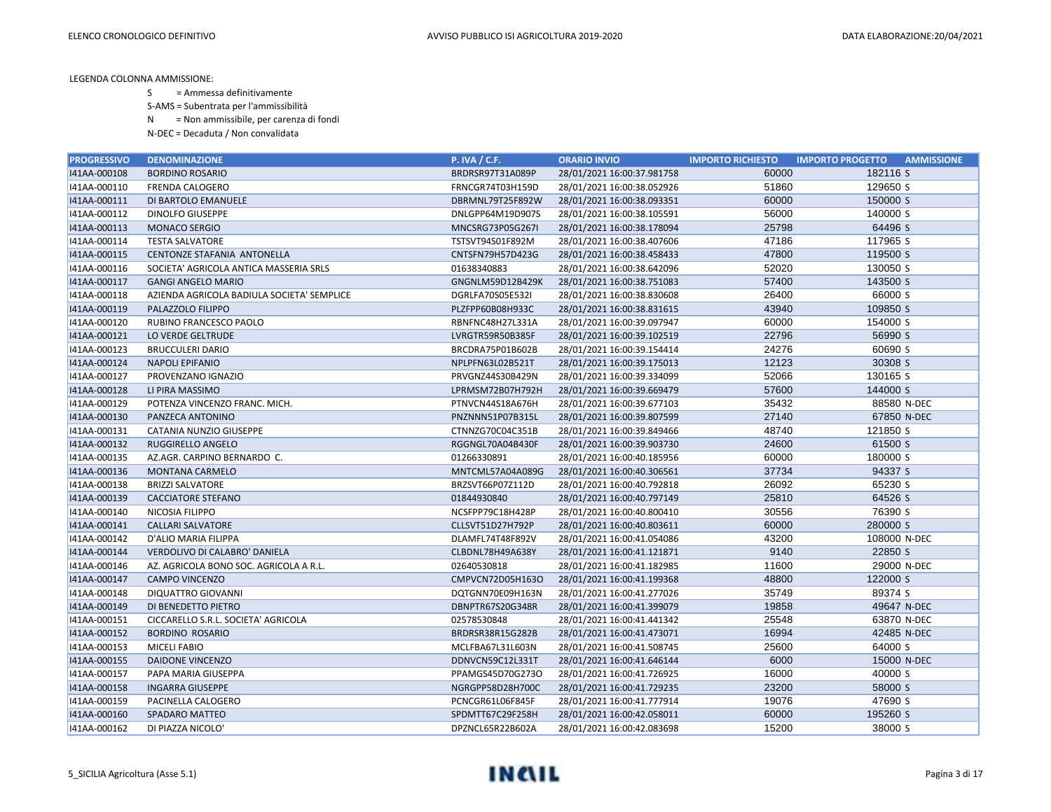LEGENDA COLONNA AMMISSIONE:

S = Ammessa definitivamente

S-AMS = Subentrata per l'ammissibilità

N = Non ammissibile, per carenza di fondi

N-DEC = Decaduta / Non convalidata

| PROGRESSIVO | DENOMINAZIONE | P. IVA / C.F. | ORARIO INVIO | IMPORTO RICHIESTO | IMPORTO PROGETTO | AMMISSIONE |
|---|---|---|---|---|---|---|
| I41AA-000108 | BORDINO ROSARIO | BRDRSR97T31A089P | 28/01/2021 16:00:37.981758 | 60000 | 182116 | S |
| I41AA-000110 | FRENDA CALOGERO | FRNCGR74T03H159D | 28/01/2021 16:00:38.052926 | 51860 | 129650 | S |
| I41AA-000111 | DI BARTOLO EMANUELE | DBRMNL79T25F892W | 28/01/2021 16:00:38.093351 | 60000 | 150000 | S |
| I41AA-000112 | DINOLFO GIUSEPPE | DNLGPP64M19D907S | 28/01/2021 16:00:38.105591 | 56000 | 140000 | S |
| I41AA-000113 | MONACO SERGIO | MNCSRG73P05G267I | 28/01/2021 16:00:38.178094 | 25798 | 64496 | S |
| I41AA-000114 | TESTA SALVATORE | TSTSVT94S01F892M | 28/01/2021 16:00:38.407606 | 47186 | 117965 | S |
| I41AA-000115 | CENTONZE STAFANIA ANTONELLA | CNTSFN79H57D423G | 28/01/2021 16:00:38.458433 | 47800 | 119500 | S |
| I41AA-000116 | SOCIETA' AGRICOLA ANTICA MASSERIA SRLS | 01638340883 | 28/01/2021 16:00:38.642096 | 52020 | 130050 | S |
| I41AA-000117 | GANGI ANGELO MARIO | GNGNLM59D12B429K | 28/01/2021 16:00:38.751083 | 57400 | 143500 | S |
| I41AA-000118 | AZIENDA AGRICOLA BADIULA SOCIETA' SEMPLICE | DGRLFA70S05E532I | 28/01/2021 16:00:38.830608 | 26400 | 66000 | S |
| I41AA-000119 | PALAZZOLO FILIPPO | PLZFPP60B08H933C | 28/01/2021 16:00:38.831615 | 43940 | 109850 | S |
| I41AA-000120 | RUBINO FRANCESCO PAOLO | RBNFNC48H27L331A | 28/01/2021 16:00:39.097947 | 60000 | 154000 | S |
| I41AA-000121 | LO VERDE GELTRUDE | LVRGTR59R50B385F | 28/01/2021 16:00:39.102519 | 22796 | 56990 | S |
| I41AA-000123 | BRUCCULERI DARIO | BRCDRA75P01B602B | 28/01/2021 16:00:39.154414 | 24276 | 60690 | S |
| I41AA-000124 | NAPOLI EPIFANIO | NPLPFN63L02B521T | 28/01/2021 16:00:39.175013 | 12123 | 30308 | S |
| I41AA-000127 | PROVENZANO IGNAZIO | PRVGNZ44S30B429N | 28/01/2021 16:00:39.334099 | 52066 | 130165 | S |
| I41AA-000128 | LI PIRA MASSIMO | LPRMSM72B07H792H | 28/01/2021 16:00:39.669479 | 57600 | 144000 | S |
| I41AA-000129 | POTENZA VINCENZO FRANC. MICH. | PTNVCN44S18A676H | 28/01/2021 16:00:39.677103 | 35432 | 88580 | N-DEC |
| I41AA-000130 | PANZECA ANTONINO | PNZNNN51P07B315L | 28/01/2021 16:00:39.807599 | 27140 | 67850 | N-DEC |
| I41AA-000131 | CATANIA NUNZIO GIUSEPPE | CTNNZG70C04C351B | 28/01/2021 16:00:39.849466 | 48740 | 121850 | S |
| I41AA-000132 | RUGGIRELLO ANGELO | RGGNGL70A04B430F | 28/01/2021 16:00:39.903730 | 24600 | 61500 | S |
| I41AA-000135 | AZ.AGR. CARPINO BERNARDO C. | 01266330891 | 28/01/2021 16:00:40.185956 | 60000 | 180000 | S |
| I41AA-000136 | MONTANA CARMELO | MNTCML57A04A089G | 28/01/2021 16:00:40.306561 | 37734 | 94337 | S |
| I41AA-000138 | BRIZZI SALVATORE | BRZSVT66P07Z112D | 28/01/2021 16:00:40.792818 | 26092 | 65230 | S |
| I41AA-000139 | CACCIATORE STEFANO | 01844930840 | 28/01/2021 16:00:40.797149 | 25810 | 64526 | S |
| I41AA-000140 | NICOSIA FILIPPO | NCSFPP79C18H428P | 28/01/2021 16:00:40.800410 | 30556 | 76390 | S |
| I41AA-000141 | CALLARI SALVATORE | CLLSVT51D27H792P | 28/01/2021 16:00:40.803611 | 60000 | 280000 | S |
| I41AA-000142 | D'ALIO MARIA FILIPPA | DLAMFL74T48F892V | 28/01/2021 16:00:41.054086 | 43200 | 108000 | N-DEC |
| I41AA-000144 | VERDOLIVO DI CALABRO' DANIELA | CLBDNL78H49A638Y | 28/01/2021 16:00:41.121871 | 9140 | 22850 | S |
| I41AA-000146 | AZ. AGRICOLA BONO SOC. AGRICOLA A R.L. | 02640530818 | 28/01/2021 16:00:41.182985 | 11600 | 29000 | N-DEC |
| I41AA-000147 | CAMPO VINCENZO | CMPVCN72D05H163O | 28/01/2021 16:00:41.199368 | 48800 | 122000 | S |
| I41AA-000148 | DIQUATTRO GIOVANNI | DQTGNN70E09H163N | 28/01/2021 16:00:41.277026 | 35749 | 89374 | S |
| I41AA-000149 | DI BENEDETTO PIETRO | DBNPTR67S20G348R | 28/01/2021 16:00:41.399079 | 19858 | 49647 | N-DEC |
| I41AA-000151 | CICCARELLO S.R.L. SOCIETA' AGRICOLA | 02578530848 | 28/01/2021 16:00:41.441342 | 25548 | 63870 | N-DEC |
| I41AA-000152 | BORDINO ROSARIO | BRDRSR38R15G282B | 28/01/2021 16:00:41.473071 | 16994 | 42485 | N-DEC |
| I41AA-000153 | MICELI FABIO | MCLFBA67L31L603N | 28/01/2021 16:00:41.508745 | 25600 | 64000 | S |
| I41AA-000155 | DAIDONE VINCENZO | DDNVCN59C12L331T | 28/01/2021 16:00:41.646144 | 6000 | 15000 | N-DEC |
| I41AA-000157 | PAPA MARIA GIUSEPPA | PPAMGS45D70G273O | 28/01/2021 16:00:41.726925 | 16000 | 40000 | S |
| I41AA-000158 | INGARRA GIUSEPPE | NGRGPP58D28H700C | 28/01/2021 16:00:41.729235 | 23200 | 58000 | S |
| I41AA-000159 | PACINELLA CALOGERO | PCNCGR61L06F845F | 28/01/2021 16:00:41.777914 | 19076 | 47690 | S |
| I41AA-000160 | SPADARO MATTEO | SPDMTT67C29F258H | 28/01/2021 16:00:42.058011 | 60000 | 195260 | S |
| I41AA-000162 | DI PIAZZA NICOLO' | DPZNCL65R22B602A | 28/01/2021 16:00:42.083698 | 15200 | 38000 | S |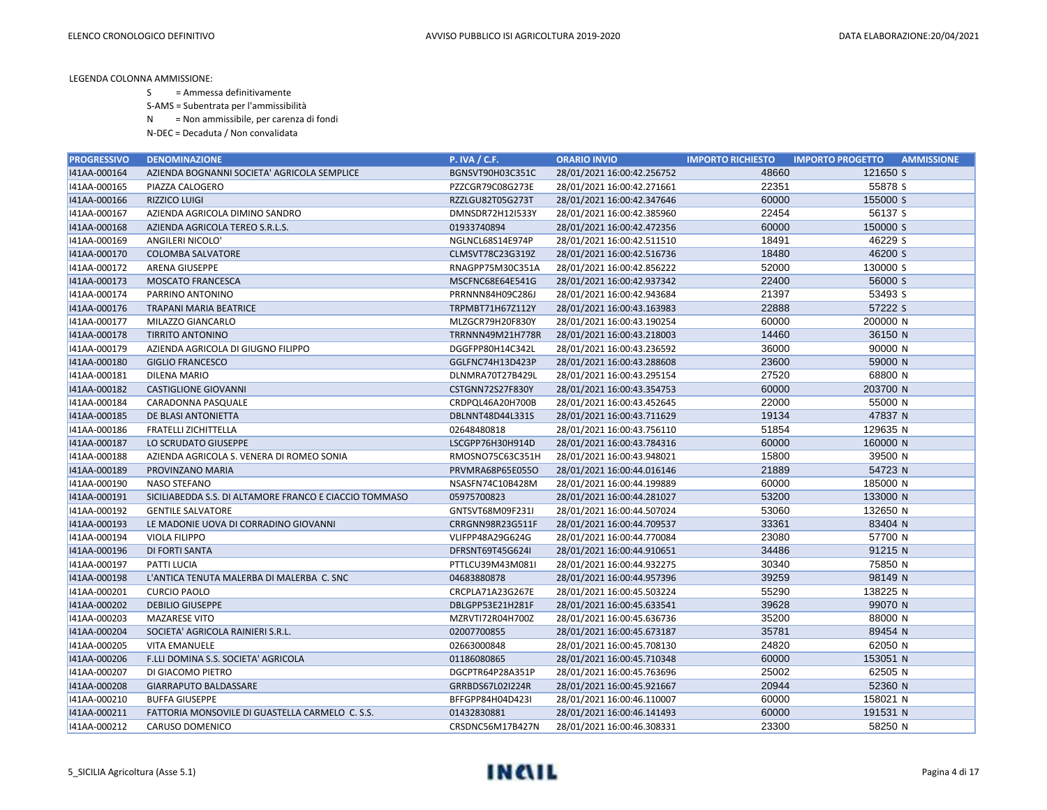LEGENDA COLONNA AMMISSIONE:

- S = Ammessa definitivamente
- S-AMS = Subentrata per l'ammissibilità
- N = Non ammissibile, per carenza di fondi
- N-DEC = Decaduta / Non convalidata

| PROGRESSIVO | DENOMINAZIONE | P. IVA / C.F. | ORARIO INVIO | IMPORTO RICHIESTO | IMPORTO PROGETTO | AMMISSIONE |
|---|---|---|---|---|---|---|
| I41AA-000164 | AZIENDA BOGNANNI SOCIETA' AGRICOLA SEMPLICE | BGNSVT90H03C351C | 28/01/2021 16:00:42.256752 | 48660 | 121650 | S |
| I41AA-000165 | PIAZZA CALOGERO | PZZCGR79C08G273E | 28/01/2021 16:00:42.271661 | 22351 | 55878 | S |
| I41AA-000166 | RIZZICO LUIGI | RZZLGU82T05G273T | 28/01/2021 16:00:42.347646 | 60000 | 155000 | S |
| I41AA-000167 | AZIENDA AGRICOLA DIMINO SANDRO | DMNSDR72H12I533Y | 28/01/2021 16:00:42.385960 | 22454 | 56137 | S |
| I41AA-000168 | AZIENDA AGRICOLA TEREO S.R.L.S. | 01933740894 | 28/01/2021 16:00:42.472356 | 60000 | 150000 | S |
| I41AA-000169 | ANGILERI NICOLO' | NGLNCL68S14E974P | 28/01/2021 16:00:42.511510 | 18491 | 46229 | S |
| I41AA-000170 | COLOMBA SALVATORE | CLMSVT78C23G319Z | 28/01/2021 16:00:42.516736 | 18480 | 46200 | S |
| I41AA-000172 | ARENA GIUSEPPE | RNAGPP75M30C351A | 28/01/2021 16:00:42.856222 | 52000 | 130000 | S |
| I41AA-000173 | MOSCATO FRANCESCA | MSCFNC68E64E541G | 28/01/2021 16:00:42.937342 | 22400 | 56000 | S |
| I41AA-000174 | PARRINO ANTONINO | PRRNNN84H09C286J | 28/01/2021 16:00:42.943684 | 21397 | 53493 | S |
| I41AA-000176 | TRAPANI MARIA BEATRICE | TRPMBT71H67Z112Y | 28/01/2021 16:00:43.163983 | 22888 | 57222 | S |
| I41AA-000177 | MILAZZO GIANCARLO | MLZGCR79H20F830Y | 28/01/2021 16:00:43.190254 | 60000 | 200000 | N |
| I41AA-000178 | TIRRITO ANTONINO | TRRNNN49M21H778R | 28/01/2021 16:00:43.218003 | 14460 | 36150 | N |
| I41AA-000179 | AZIENDA AGRICOLA DI GIUGNO FILIPPO | DGGFPP80H14C342L | 28/01/2021 16:00:43.236592 | 36000 | 90000 | N |
| I41AA-000180 | GIGLIO FRANCESCO | GGLFNC74H13D423P | 28/01/2021 16:00:43.288608 | 23600 | 59000 | N |
| I41AA-000181 | DILENA MARIO | DLNMRA70T27B429L | 28/01/2021 16:00:43.295154 | 27520 | 68800 | N |
| I41AA-000182 | CASTIGLIONE GIOVANNI | CSTGNN72S27F830Y | 28/01/2021 16:00:43.354753 | 60000 | 203700 | N |
| I41AA-000184 | CARADONNA PASQUALE | CRDPQL46A20H700B | 28/01/2021 16:00:43.452645 | 22000 | 55000 | N |
| I41AA-000185 | DE BLASI ANTONIETTA | DBLNNT48D44L331S | 28/01/2021 16:00:43.711629 | 19134 | 47837 | N |
| I41AA-000186 | FRATELLI ZICHITTELLA | 02648480818 | 28/01/2021 16:00:43.756110 | 51854 | 129635 | N |
| I41AA-000187 | LO SCRUDATO GIUSEPPE | LSCGPP76H30H914D | 28/01/2021 16:00:43.784316 | 60000 | 160000 | N |
| I41AA-000188 | AZIENDA AGRICOLA S. VENERA DI ROMEO SONIA | RMOSNO75C63C351H | 28/01/2021 16:00:43.948021 | 15800 | 39500 | N |
| I41AA-000189 | PROVINZANO MARIA | PRVMRA68P65E055O | 28/01/2021 16:00:44.016146 | 21889 | 54723 | N |
| I41AA-000190 | NASO STEFANO | NSASFN74C10B428M | 28/01/2021 16:00:44.199889 | 60000 | 185000 | N |
| I41AA-000191 | SICILIABEDDA S.S. DI ALTAMORE FRANCO E CIACCIO TOMMASO | 05975700823 | 28/01/2021 16:00:44.281027 | 53200 | 133000 | N |
| I41AA-000192 | GENTILE SALVATORE | GNTSVT68M09F231I | 28/01/2021 16:00:44.507024 | 53060 | 132650 | N |
| I41AA-000193 | LE MADONIE UOVA DI CORRADINO GIOVANNI | CRRGNN98R23G511F | 28/01/2021 16:00:44.709537 | 33361 | 83404 | N |
| I41AA-000194 | VIOLA FILIPPO | VLIFPP48A29G624G | 28/01/2021 16:00:44.770084 | 23080 | 57700 | N |
| I41AA-000196 | DI FORTI SANTA | DFRSNT69T45G624I | 28/01/2021 16:00:44.910651 | 34486 | 91215 | N |
| I41AA-000197 | PATTI LUCIA | PTTLCU39M43M081I | 28/01/2021 16:00:44.932275 | 30340 | 75850 | N |
| I41AA-000198 | L'ANTICA TENUTA MALERBA DI MALERBA C. SNC | 04683880878 | 28/01/2021 16:00:44.957396 | 39259 | 98149 | N |
| I41AA-000201 | CURCIO PAOLO | CRCPLA71A23G267E | 28/01/2021 16:00:45.503224 | 55290 | 138225 | N |
| I41AA-000202 | DEBILIO GIUSEPPE | DBLGPP53E21H281F | 28/01/2021 16:00:45.633541 | 39628 | 99070 | N |
| I41AA-000203 | MAZARESE VITO | MZRVTI72R04H700Z | 28/01/2021 16:00:45.636736 | 35200 | 88000 | N |
| I41AA-000204 | SOCIETA' AGRICOLA RAINIERI S.R.L. | 02007700855 | 28/01/2021 16:00:45.673187 | 35781 | 89454 | N |
| I41AA-000205 | VITA EMANUELE | 02663000848 | 28/01/2021 16:00:45.708130 | 24820 | 62050 | N |
| I41AA-000206 | F.LLI DOMINA S.S. SOCIETA' AGRICOLA | 01186080865 | 28/01/2021 16:00:45.710348 | 60000 | 153051 | N |
| I41AA-000207 | DI GIACOMO PIETRO | DGCPTR64P28A351P | 28/01/2021 16:00:45.763696 | 25002 | 62505 | N |
| I41AA-000208 | GIARRAPUTO BALDASSARE | GRRBDS67L02I224R | 28/01/2021 16:00:45.921667 | 20944 | 52360 | N |
| I41AA-000210 | BUFFA GIUSEPPE | BFFGPP84H04D423I | 28/01/2021 16:00:46.110007 | 60000 | 158021 | N |
| I41AA-000211 | FATTORIA MONSOVILE DI GUASTELLA CARMELO C. S.S. | 01432830881 | 28/01/2021 16:00:46.141493 | 60000 | 191531 | N |
| I41AA-000212 | CARUSO DOMENICO | CRSDNC56M17B427N | 28/01/2021 16:00:46.308331 | 23300 | 58250 | N |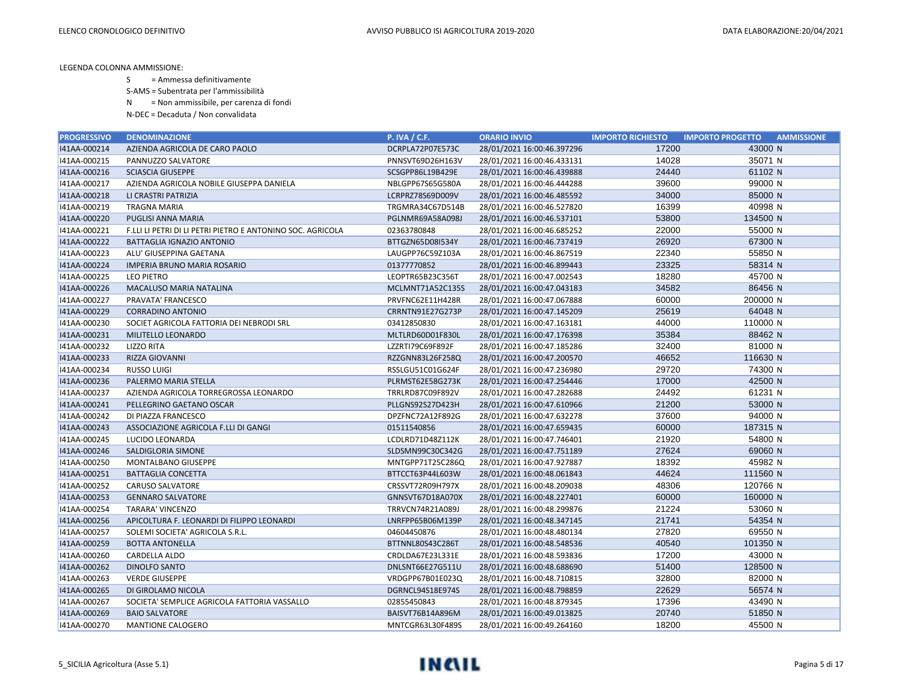LEGENDA COLONNA AMMISSIONE:

- S = Ammessa definitivamente
- S-AMS = Subentrata per l'ammissibilità
- N = Non ammissibile, per carenza di fondi
- N-DEC = Decaduta / Non convalidata

| PROGRESSIVO | DENOMINAZIONE | P. IVA / C.F. | ORARIO INVIO | IMPORTO RICHIESTO | IMPORTO PROGETTO | AMMISSIONE |
|---|---|---|---|---|---|---|
| I41AA-000214 | AZIENDA AGRICOLA DE CARO PAOLO | DCRPLA72P07E573C | 28/01/2021 16:00:46.397296 | 17200 | 43000 | N |
| I41AA-000215 | PANNUZZO SALVATORE | PNNSVT69D26H163V | 28/01/2021 16:00:46.433131 | 14028 | 35071 | N |
| I41AA-000216 | SCIASCIA GIUSEPPE | SCSGPP86L19B429E | 28/01/2021 16:00:46.439888 | 24440 | 61102 | N |
| I41AA-000217 | AZIENDA AGRICOLA NOBILE GIUSEPPA DANIELA | NBLGPP67S65G580A | 28/01/2021 16:00:46.444288 | 39600 | 99000 | N |
| I41AA-000218 | LI CRASTRI PATRIZIA | LCRPRZ78S69D009V | 28/01/2021 16:00:46.485592 | 34000 | 85000 | N |
| I41AA-000219 | TRAGNA MARIA | TRGMRA34C67D514B | 28/01/2021 16:00:46.527820 | 16399 | 40998 | N |
| I41AA-000220 | PUGLISI ANNA MARIA | PGLNMR69A58A098J | 28/01/2021 16:00:46.537101 | 53800 | 134500 | N |
| I41AA-000221 | F.LLI LI PETRI DI LI PETRI PIETRO E ANTONINO SOC. AGRICOLA | 02363780848 | 28/01/2021 16:00:46.685252 | 22000 | 55000 | N |
| I41AA-000222 | BATTAGLIA IGNAZIO ANTONIO | BTTGZN65D08I534Y | 28/01/2021 16:00:46.737419 | 26920 | 67300 | N |
| I41AA-000223 | ALU' GIUSEPPINA GAETANA | LAUGPP76C59Z103A | 28/01/2021 16:00:46.867519 | 22340 | 55850 | N |
| I41AA-000224 | IMPERIA BRUNO MARIA ROSARIO | 01377770852 | 28/01/2021 16:00:46.899443 | 23325 | 58314 | N |
| I41AA-000225 | LEO PIETRO | LEOPTR65B23C356T | 28/01/2021 16:00:47.002543 | 18280 | 45700 | N |
| I41AA-000226 | MACALUSO MARIA NATALINA | MCLMNT71A52C135S | 28/01/2021 16:00:47.043183 | 34582 | 86456 | N |
| I41AA-000227 | PRAVATA' FRANCESCO | PRVFNC62E11H428R | 28/01/2021 16:00:47.067888 | 60000 | 200000 | N |
| I41AA-000229 | CORRADINO ANTONIO | CRRNTN91E27G273P | 28/01/2021 16:00:47.145209 | 25619 | 64048 | N |
| I41AA-000230 | SOCIET AGRICOLA FATTORIA DEI NEBRODI SRL | 03412850830 | 28/01/2021 16:00:47.163181 | 44000 | 110000 | N |
| I41AA-000231 | MILITELLO LEONARDO | MLTLRD60D01F830L | 28/01/2021 16:00:47.176398 | 35384 | 88462 | N |
| I41AA-000232 | LIZZO RITA | LZZRTI79C69F892F | 28/01/2021 16:00:47.185286 | 32400 | 81000 | N |
| I41AA-000233 | RIZZA GIOVANNI | RZZGNN83L26F258Q | 28/01/2021 16:00:47.200570 | 46652 | 116630 | N |
| I41AA-000234 | RUSSO LUIGI | RSSLGU51C01G624F | 28/01/2021 16:00:47.236980 | 29720 | 74300 | N |
| I41AA-000236 | PALERMO MARIA STELLA | PLRMST62E58G273K | 28/01/2021 16:00:47.254446 | 17000 | 42500 | N |
| I41AA-000237 | AZIENDA AGRICOLA TORREGROSSA LEONARDO | TRRLRD87C09F892V | 28/01/2021 16:00:47.282688 | 24492 | 61231 | N |
| I41AA-000241 | PELLEGRINO GAETANO OSCAR | PLLGNS92S27D423H | 28/01/2021 16:00:47.610966 | 21200 | 53000 | N |
| I41AA-000242 | DI PIAZZA FRANCESCO | DPZFNC72A12F892G | 28/01/2021 16:00:47.632278 | 37600 | 94000 | N |
| I41AA-000243 | ASSOCIAZIONE AGRICOLA F.LLI DI GANGI | 01511540856 | 28/01/2021 16:00:47.659435 | 60000 | 187315 | N |
| I41AA-000245 | LUCIDO LEONARDA | LCDLRD71D48Z112K | 28/01/2021 16:00:47.746401 | 21920 | 54800 | N |
| I41AA-000246 | SALDIGLORIA SIMONE | SLDSMN99C30C342G | 28/01/2021 16:00:47.751189 | 27624 | 69060 | N |
| I41AA-000250 | MONTALBANO GIUSEPPE | MNTGPP71T25C286Q | 28/01/2021 16:00:47.927887 | 18392 | 45982 | N |
| I41AA-000251 | BATTAGLIA CONCETTA | BTTCCT63P44L603W | 28/01/2021 16:00:48.061843 | 44624 | 111560 | N |
| I41AA-000252 | CARUSO SALVATORE | CRSSVT72R09H797X | 28/01/2021 16:00:48.209038 | 48306 | 120766 | N |
| I41AA-000253 | GENNARO SALVATORE | GNNSVT67D18A070X | 28/01/2021 16:00:48.227401 | 60000 | 160000 | N |
| I41AA-000254 | TARARA' VINCENZO | TRRVCN74R21A089J | 28/01/2021 16:00:48.299876 | 21224 | 53060 | N |
| I41AA-000256 | APICOLTURA F. LEONARDI DI FILIPPO LEONARDI | LNRFPP65B06M139P | 28/01/2021 16:00:48.347145 | 21741 | 54354 | N |
| I41AA-000257 | SOLEMI SOCIETA' AGRICOLA S.R.L. | 04604450876 | 28/01/2021 16:00:48.480134 | 27820 | 69550 | N |
| I41AA-000259 | BOTTA ANTONELLA | BTTNNL80S43C286T | 28/01/2021 16:00:48.548536 | 40540 | 101350 | N |
| I41AA-000260 | CARDELLA ALDO | CRDLDA67E23L331E | 28/01/2021 16:00:48.593836 | 17200 | 43000 | N |
| I41AA-000262 | DINOLFO SANTO | DNLSNT66E27G511U | 28/01/2021 16:00:48.688690 | 51400 | 128500 | N |
| I41AA-000263 | VERDE GIUSEPPE | VRDGPP67B01E023Q | 28/01/2021 16:00:48.710815 | 32800 | 82000 | N |
| I41AA-000265 | DI GIROLAMO NICOLA | DGRNCL94S18E974S | 28/01/2021 16:00:48.798859 | 22629 | 56574 | N |
| I41AA-000267 | SOCIETA' SEMPLICE AGRICOLA FATTORIA VASSALLO | 02855450843 | 28/01/2021 16:00:48.879345 | 17396 | 43490 | N |
| I41AA-000269 | BAIO SALVATORE | BAISVT76B14A896M | 28/01/2021 16:00:49.013825 | 20740 | 51850 | N |
| I41AA-000270 | MANTIONE CALOGERO | MNTCGR63L30F489S | 28/01/2021 16:00:49.264160 | 18200 | 45500 | N |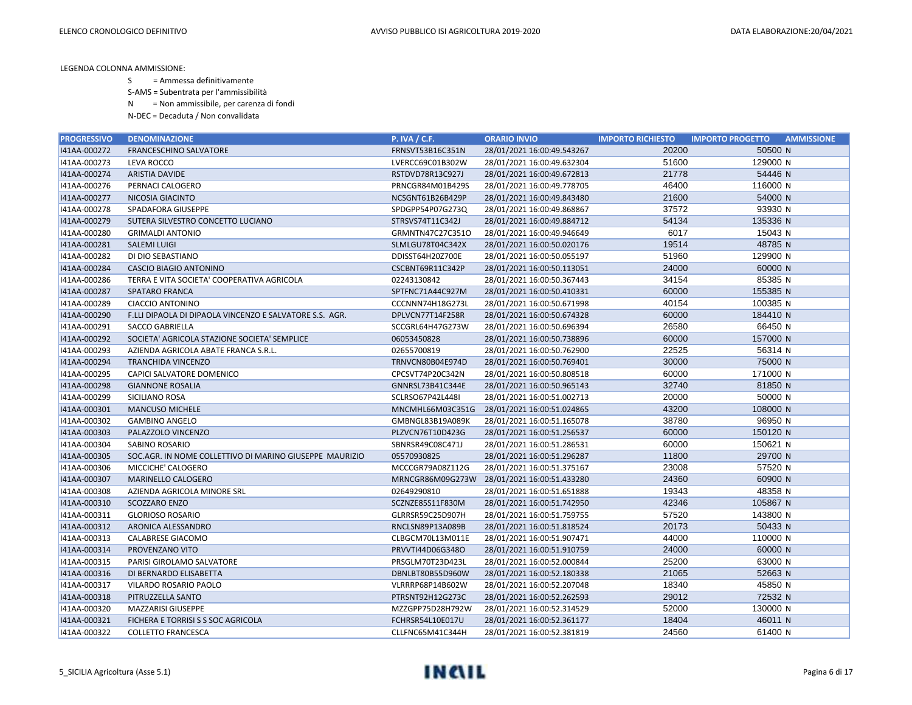LEGENDA COLONNA AMMISSIONE:

- S = Ammessa definitivamente
- S-AMS = Subentrata per l'ammissibilità
- N = Non ammissibile, per carenza di fondi
- N-DEC = Decaduta / Non convalidata

| PROGRESSIVO | DENOMINAZIONE | P. IVA / C.F. | ORARIO INVIO | IMPORTO RICHIESTO | IMPORTO PROGETTO | AMMISSIONE |
|---|---|---|---|---|---|---|
| I41AA-000272 | FRANCESCHINO SALVATORE | FRNSVT53B16C351N | 28/01/2021 16:00:49.543267 | 20200 | 50500 | N |
| I41AA-000273 | LEVA ROCCO | LVERCC69C01B302W | 28/01/2021 16:00:49.632304 | 51600 | 129000 | N |
| I41AA-000274 | ARISTIA DAVIDE | RSTDVD78R13C927J | 28/01/2021 16:00:49.672813 | 21778 | 54446 | N |
| I41AA-000276 | PERNACI CALOGERO | PRNCGR84M01B429S | 28/01/2021 16:00:49.778705 | 46400 | 116000 | N |
| I41AA-000277 | NICOSIA GIACINTO | NCSGNT61B26B429P | 28/01/2021 16:00:49.843480 | 21600 | 54000 | N |
| I41AA-000278 | SPADAFORA GIUSEPPE | SPDGPP54P07G273Q | 28/01/2021 16:00:49.868867 | 37572 | 93930 | N |
| I41AA-000279 | SUTERA SILVESTRO CONCETTO LUCIANO | STRSVS74T11C342J | 28/01/2021 16:00:49.884712 | 54134 | 135336 | N |
| I41AA-000280 | GRIMALDI ANTONIO | GRMNTN47C27C351O | 28/01/2021 16:00:49.946649 | 6017 | 15043 | N |
| I41AA-000281 | SALEMI LUIGI | SLMLGU78T04C342X | 28/01/2021 16:00:50.020176 | 19514 | 48785 | N |
| I41AA-000282 | DI DIO SEBASTIANO | DDISST64H20Z700E | 28/01/2021 16:00:50.055197 | 51960 | 129900 | N |
| I41AA-000284 | CASCIO BIAGIO ANTONINO | CSCBNT69R11C342P | 28/01/2021 16:00:50.113051 | 24000 | 60000 | N |
| I41AA-000286 | TERRA E VITA SOCIETA' COOPERATIVA AGRICOLA | 02243130842 | 28/01/2021 16:00:50.367443 | 34154 | 85385 | N |
| I41AA-000287 | SPATARO FRANCA | SPTFNC71A44C927M | 28/01/2021 16:00:50.410331 | 60000 | 155385 | N |
| I41AA-000289 | CIACCIO ANTONINO | CCCNNN74H18G273L | 28/01/2021 16:00:50.671998 | 40154 | 100385 | N |
| I41AA-000290 | F.LLI DIPAOLA DI DIPAOLA VINCENZO E SALVATORE S.S. AGR. | DPLVCN77T14F258R | 28/01/2021 16:00:50.674328 | 60000 | 184410 | N |
| I41AA-000291 | SACCO GABRIELLA | SCCGRL64H47G273W | 28/01/2021 16:00:50.696394 | 26580 | 66450 | N |
| I41AA-000292 | SOCIETA' AGRICOLA STAZIONE SOCIETA' SEMPLICE | 06053450828 | 28/01/2021 16:00:50.738896 | 60000 | 157000 | N |
| I41AA-000293 | AZIENDA AGRICOLA ABATE FRANCA S.R.L. | 02655700819 | 28/01/2021 16:00:50.762900 | 22525 | 56314 | N |
| I41AA-000294 | TRANCHIDA VINCENZO | TRNVCN80B04E974D | 28/01/2021 16:00:50.769401 | 30000 | 75000 | N |
| I41AA-000295 | CAPICI SALVATORE DOMENICO | CPCSVT74P20C342N | 28/01/2021 16:00:50.808518 | 60000 | 171000 | N |
| I41AA-000298 | GIANNONE ROSALIA | GNNRSL73B41C344E | 28/01/2021 16:00:50.965143 | 32740 | 81850 | N |
| I41AA-000299 | SICILIANO ROSA | SCLRSO67P42L448I | 28/01/2021 16:00:51.002713 | 20000 | 50000 | N |
| I41AA-000301 | MANCUSO MICHELE | MNCMHL66M03C351G | 28/01/2021 16:00:51.024865 | 43200 | 108000 | N |
| I41AA-000302 | GAMBINO ANGELO | GMBNGL83B19A089K | 28/01/2021 16:00:51.165078 | 38780 | 96950 | N |
| I41AA-000303 | PALAZZOLO VINCENZO | PLZVCN76T10D423G | 28/01/2021 16:00:51.256537 | 60000 | 150120 | N |
| I41AA-000304 | SABINO ROSARIO | SBNRSR49C08C471J | 28/01/2021 16:00:51.286531 | 60000 | 150621 | N |
| I41AA-000305 | SOC.AGR. IN NOME COLLETTIVO DI MARINO GIUSEPPE MAURIZIO | 05570930825 | 28/01/2021 16:00:51.296287 | 11800 | 29700 | N |
| I41AA-000306 | MICCICHE' CALOGERO | MCCCGR79A08Z112G | 28/01/2021 16:00:51.375167 | 23008 | 57520 | N |
| I41AA-000307 | MARINELLO CALOGERO | MRNCGR86M09G273W | 28/01/2021 16:00:51.433280 | 24360 | 60900 | N |
| I41AA-000308 | AZIENDA AGRICOLA MINORE SRL | 02649290810 | 28/01/2021 16:00:51.651888 | 19343 | 48358 | N |
| I41AA-000310 | SCOZZARO ENZO | SCZNZE85S11F830M | 28/01/2021 16:00:51.742950 | 42346 | 105867 | N |
| I41AA-000311 | GLORIOSO ROSARIO | GLRRSR59C25D907H | 28/01/2021 16:00:51.759755 | 57520 | 143800 | N |
| I41AA-000312 | ARONICA ALESSANDRO | RNCLSN89P13A089B | 28/01/2021 16:00:51.818524 | 20173 | 50433 | N |
| I41AA-000313 | CALABRESE GIACOMO | CLBGCM70L13M011E | 28/01/2021 16:00:51.907471 | 44000 | 110000 | N |
| I41AA-000314 | PROVENZANO VITO | PRVVTI44D06G348O | 28/01/2021 16:00:51.910759 | 24000 | 60000 | N |
| I41AA-000315 | PARISI GIROLAMO SALVATORE | PRSGLM70T23D423L | 28/01/2021 16:00:52.000844 | 25200 | 63000 | N |
| I41AA-000316 | DI BERNARDO ELISABETTA | DBNLBT80B55D960W | 28/01/2021 16:00:52.180338 | 21065 | 52663 | N |
| I41AA-000317 | VILARDO ROSARIO PAOLO | VLRRRP68P14B602W | 28/01/2021 16:00:52.207048 | 18340 | 45850 | N |
| I41AA-000318 | PITRUZZELLA SANTO | PTRSNT92H12G273C | 28/01/2021 16:00:52.262593 | 29012 | 72532 | N |
| I41AA-000320 | MAZZARISI GIUSEPPE | MZZGPP75D28H792W | 28/01/2021 16:00:52.314529 | 52000 | 130000 | N |
| I41AA-000321 | FICHERA E TORRISI S S SOC AGRICOLA | FCHRSR54L10E017U | 28/01/2021 16:00:52.361177 | 18404 | 46011 | N |
| I41AA-000322 | COLLETTO FRANCESCA | CLLFNC65M41C344H | 28/01/2021 16:00:52.381819 | 24560 | 61400 | N |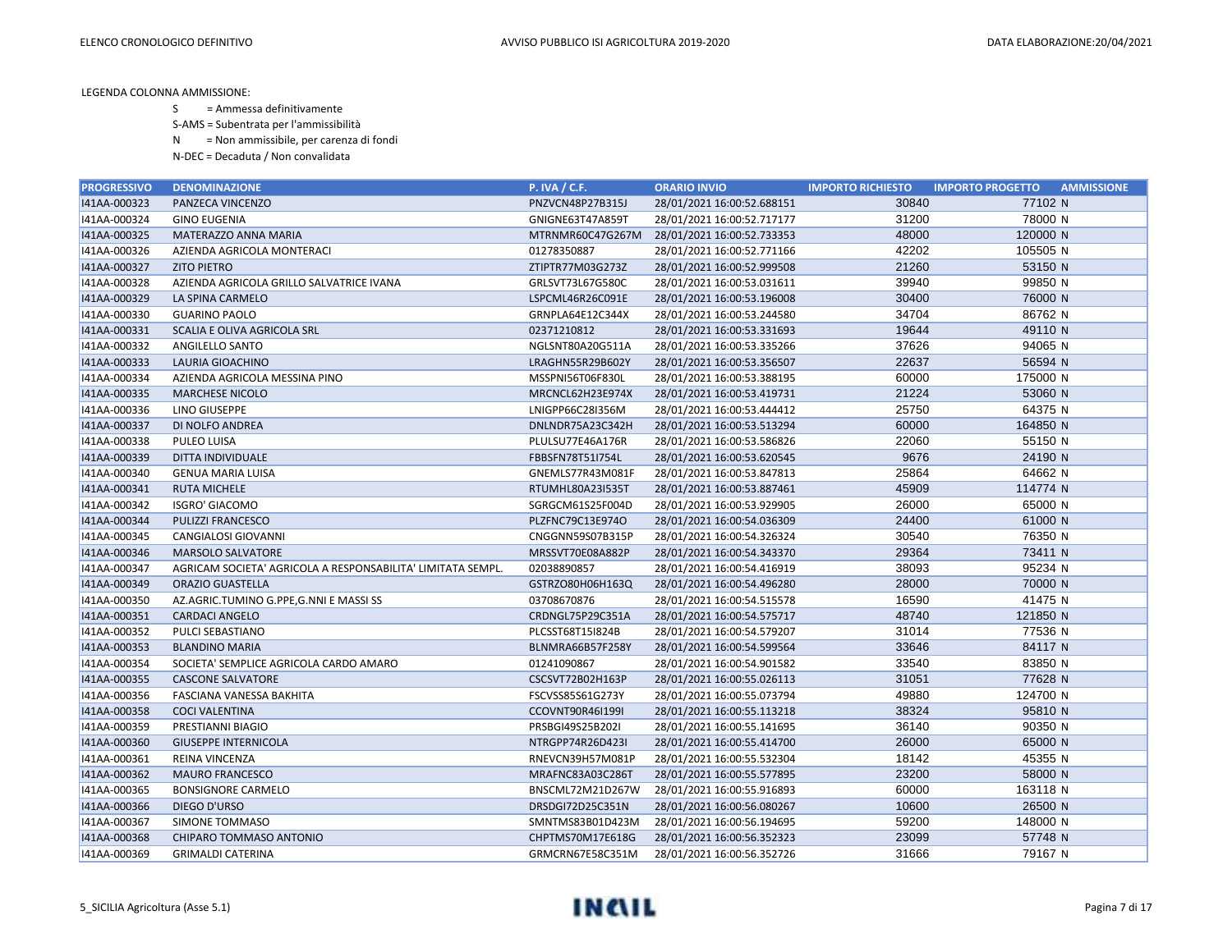LEGENDA COLONNA AMMISSIONE:

- S = Ammessa definitivamente
- S-AMS = Subentrata per l'ammissibilità
- N = Non ammissibile, per carenza di fondi
- N-DEC = Decaduta / Non convalidata

| PROGRESSIVO | DENOMINAZIONE | P. IVA / C.F. | ORARIO INVIO | IMPORTO RICHIESTO | IMPORTO PROGETTO | AMMISSIONE |
|---|---|---|---|---|---|---|
| I41AA-000323 | PANZECA VINCENZO | PNZVCN48P27B315J | 28/01/2021 16:00:52.688151 | 30840 | 77102 | N |
| I41AA-000324 | GINO EUGENIA | GNIGNE63T47A859T | 28/01/2021 16:00:52.717177 | 31200 | 78000 | N |
| I41AA-000325 | MATERAZZO ANNA MARIA | MTRNMR60C47G267M | 28/01/2021 16:00:52.733353 | 48000 | 120000 | N |
| I41AA-000326 | AZIENDA AGRICOLA MONTERACI | 01278350887 | 28/01/2021 16:00:52.771166 | 42202 | 105505 | N |
| I41AA-000327 | ZITO PIETRO | ZTIPTR77M03G273Z | 28/01/2021 16:00:52.999508 | 21260 | 53150 | N |
| I41AA-000328 | AZIENDA AGRICOLA GRILLO SALVATRICE IVANA | GRLSVT73L67G580C | 28/01/2021 16:00:53.031611 | 39940 | 99850 | N |
| I41AA-000329 | LA SPINA CARMELO | LSPCML46R26C091E | 28/01/2021 16:00:53.196008 | 30400 | 76000 | N |
| I41AA-000330 | GUARINO PAOLO | GRNPLA64E12C344X | 28/01/2021 16:00:53.244580 | 34704 | 86762 | N |
| I41AA-000331 | SCALIA E OLIVA AGRICOLA SRL | 02371210812 | 28/01/2021 16:00:53.331693 | 19644 | 49110 | N |
| I41AA-000332 | ANGILELLO SANTO | NGLSNT80A20G511A | 28/01/2021 16:00:53.335266 | 37626 | 94065 | N |
| I41AA-000333 | LAURIA GIOACHINO | LRAGHN55R29B602Y | 28/01/2021 16:00:53.356507 | 22637 | 56594 | N |
| I41AA-000334 | AZIENDA AGRICOLA MESSINA PINO | MSSPNI56T06F830L | 28/01/2021 16:00:53.388195 | 60000 | 175000 | N |
| I41AA-000335 | MARCHESE NICOLO | MRCNCL62H23E974X | 28/01/2021 16:00:53.419731 | 21224 | 53060 | N |
| I41AA-000336 | LINO GIUSEPPE | LNIGPP66C28I356M | 28/01/2021 16:00:53.444412 | 25750 | 64375 | N |
| I41AA-000337 | DI NOLFO ANDREA | DNLNDR75A23C342H | 28/01/2021 16:00:53.513294 | 60000 | 164850 | N |
| I41AA-000338 | PULEO LUISA | PLULSU77E46A176R | 28/01/2021 16:00:53.586826 | 22060 | 55150 | N |
| I41AA-000339 | DITTA INDIVIDUALE | FBBSFN78T51I754L | 28/01/2021 16:00:53.620545 | 9676 | 24190 | N |
| I41AA-000340 | GENUA MARIA LUISA | GNEMLS77R43M081F | 28/01/2021 16:00:53.847813 | 25864 | 64662 | N |
| I41AA-000341 | RUTA MICHELE | RTUMHL80A23I535T | 28/01/2021 16:00:53.887461 | 45909 | 114774 | N |
| I41AA-000342 | ISGRO' GIACOMO | SGRGCM61S25F004D | 28/01/2021 16:00:53.929905 | 26000 | 65000 | N |
| I41AA-000344 | PULIZZI FRANCESCO | PLZFNC79C13E974O | 28/01/2021 16:00:54.036309 | 24400 | 61000 | N |
| I41AA-000345 | CANGIALOSI GIOVANNI | CNGGNN59S07B315P | 28/01/2021 16:00:54.326324 | 30540 | 76350 | N |
| I41AA-000346 | MARSOLO SALVATORE | MRSSVT70E08A882P | 28/01/2021 16:00:54.343370 | 29364 | 73411 | N |
| I41AA-000347 | AGRICAM SOCIETA' AGRICOLA A RESPONSABILITA' LIMITATA SEMPL. | 02038890857 | 28/01/2021 16:00:54.416919 | 38093 | 95234 | N |
| I41AA-000349 | ORAZIO GUASTELLA | GSTRZO80H06H163Q | 28/01/2021 16:00:54.496280 | 28000 | 70000 | N |
| I41AA-000350 | AZ.AGRIC.TUMINO G.PPE,G.NNI E MASSI SS | 03708670876 | 28/01/2021 16:00:54.515578 | 16590 | 41475 | N |
| I41AA-000351 | CARDACI ANGELO | CRDNGL75P29C351A | 28/01/2021 16:00:54.575717 | 48740 | 121850 | N |
| I41AA-000352 | PULCI SEBASTIANO | PLCSST68T15I824B | 28/01/2021 16:00:54.579207 | 31014 | 77536 | N |
| I41AA-000353 | BLANDINO MARIA | BLNMRA66B57F258Y | 28/01/2021 16:00:54.599564 | 33646 | 84117 | N |
| I41AA-000354 | SOCIETA' SEMPLICE AGRICOLA CARDO AMARO | 01241090867 | 28/01/2021 16:00:54.901582 | 33540 | 83850 | N |
| I41AA-000355 | CASCONE SALVATORE | CSCSVT72B02H163P | 28/01/2021 16:00:55.026113 | 31051 | 77628 | N |
| I41AA-000356 | FASCIANA VANESSA BAKHITA | FSCVSS85S61G273Y | 28/01/2021 16:00:55.073794 | 49880 | 124700 | N |
| I41AA-000358 | COCI VALENTINA | CCOVNT90R46I199I | 28/01/2021 16:00:55.113218 | 38324 | 95810 | N |
| I41AA-000359 | PRESTIANNI BIAGIO | PRSBGI49S25B202I | 28/01/2021 16:00:55.141695 | 36140 | 90350 | N |
| I41AA-000360 | GIUSEPPE INTERNICOLA | NTRGPP74R26D423I | 28/01/2021 16:00:55.414700 | 26000 | 65000 | N |
| I41AA-000361 | REINA VINCENZA | RNEVCN39H57M081P | 28/01/2021 16:00:55.532304 | 18142 | 45355 | N |
| I41AA-000362 | MAURO FRANCESCO | MRAFNC83A03C286T | 28/01/2021 16:00:55.577895 | 23200 | 58000 | N |
| I41AA-000365 | BONSIGNORE CARMELO | BNSCML72M21D267W | 28/01/2021 16:00:55.916893 | 60000 | 163118 | N |
| I41AA-000366 | DIEGO D'URSO | DRSDGI72D25C351N | 28/01/2021 16:00:56.080267 | 10600 | 26500 | N |
| I41AA-000367 | SIMONE TOMMASO | SMNTMS83B01D423M | 28/01/2021 16:00:56.194695 | 59200 | 148000 | N |
| I41AA-000368 | CHIPARO TOMMASO ANTONIO | CHPTMS70M17E618G | 28/01/2021 16:00:56.352323 | 23099 | 57748 | N |
| I41AA-000369 | GRIMALDI CATERINA | GRMCRN67E58C351M | 28/01/2021 16:00:56.352726 | 31666 | 79167 | N |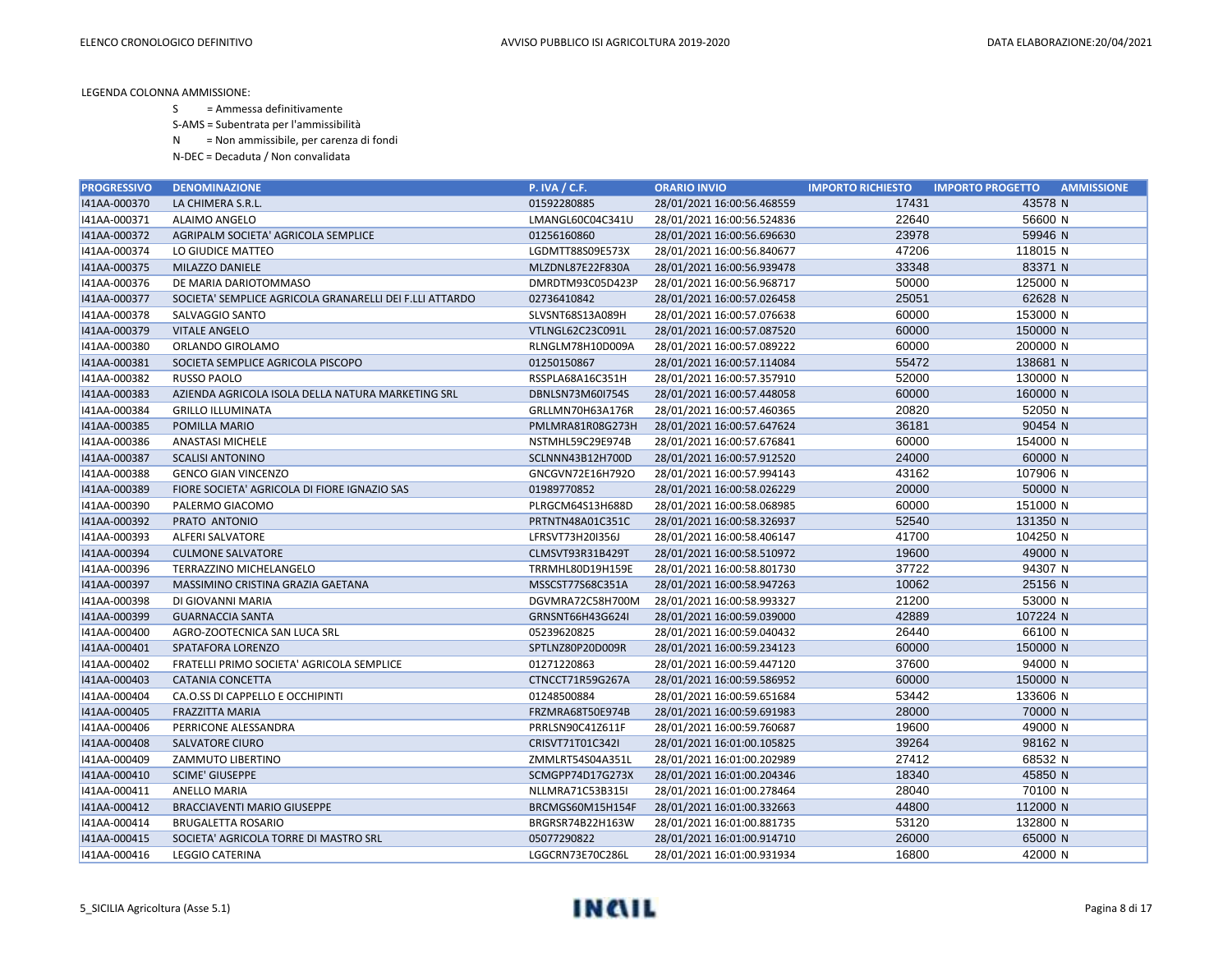LEGENDA COLONNA AMMISSIONE:

S = Ammessa definitivamente

S-AMS = Subentrata per l'ammissibilità

N = Non ammissibile, per carenza di fondi

N-DEC = Decaduta / Non convalidata

| PROGRESSIVO | DENOMINAZIONE | P. IVA / C.F. | ORARIO INVIO | IMPORTO RICHIESTO | IMPORTO PROGETTO | AMMISSIONE |
|---|---|---|---|---|---|---|
| I41AA-000370 | LA CHIMERA S.R.L. | 01592280885 | 28/01/2021 16:00:56.468559 | 17431 | 43578 | N |
| I41AA-000371 | ALAIMO ANGELO | LMANGL60C04C341U | 28/01/2021 16:00:56.524836 | 22640 | 56600 | N |
| I41AA-000372 | AGRIPALM SOCIETA' AGRICOLA SEMPLICE | 01256160860 | 28/01/2021 16:00:56.696630 | 23978 | 59946 | N |
| I41AA-000374 | LO GIUDICE MATTEO | LGDMTT88S09E573X | 28/01/2021 16:00:56.840677 | 47206 | 118015 | N |
| I41AA-000375 | MILAZZO DANIELE | MLZDNL87E22F830A | 28/01/2021 16:00:56.939478 | 33348 | 83371 | N |
| I41AA-000376 | DE MARIA DARIOTOMMASO | DMRDTM93C05D423P | 28/01/2021 16:00:56.968717 | 50000 | 125000 | N |
| I41AA-000377 | SOCIETA' SEMPLICE AGRICOLA GRANARELLI DEI F.LLI ATTARDO | 02736410842 | 28/01/2021 16:00:57.026458 | 25051 | 62628 | N |
| I41AA-000378 | SALVAGGIO SANTO | SLVSNT68S13A089H | 28/01/2021 16:00:57.076638 | 60000 | 153000 | N |
| I41AA-000379 | VITALE ANGELO | VTLNGL62C23C091L | 28/01/2021 16:00:57.087520 | 60000 | 150000 | N |
| I41AA-000380 | ORLANDO GIROLAMO | RLNGLM78H10D009A | 28/01/2021 16:00:57.089222 | 60000 | 200000 | N |
| I41AA-000381 | SOCIETA SEMPLICE AGRICOLA PISCOPO | 01250150867 | 28/01/2021 16:00:57.114084 | 55472 | 138681 | N |
| I41AA-000382 | RUSSO PAOLO | RSSPLA68A16C351H | 28/01/2021 16:00:57.357910 | 52000 | 130000 | N |
| I41AA-000383 | AZIENDA AGRICOLA ISOLA DELLA NATURA MARKETING SRL | DBNLSN73M60I754S | 28/01/2021 16:00:57.448058 | 60000 | 160000 | N |
| I41AA-000384 | GRILLO ILLUMINATA | GRLLMN70H63A176R | 28/01/2021 16:00:57.460365 | 20820 | 52050 | N |
| I41AA-000385 | POMILLA MARIO | PMLMRA81R08G273H | 28/01/2021 16:00:57.647624 | 36181 | 90454 | N |
| I41AA-000386 | ANASTASI MICHELE | NSTMHL59C29E974B | 28/01/2021 16:00:57.676841 | 60000 | 154000 | N |
| I41AA-000387 | SCALISI ANTONINO | SCLNNN43B12H700D | 28/01/2021 16:00:57.912520 | 24000 | 60000 | N |
| I41AA-000388 | GENCO GIAN VINCENZO | GNCGVN72E16H792O | 28/01/2021 16:00:57.994143 | 43162 | 107906 | N |
| I41AA-000389 | FIORE SOCIETA' AGRICOLA DI FIORE IGNAZIO SAS | 01989770852 | 28/01/2021 16:00:58.026229 | 20000 | 50000 | N |
| I41AA-000390 | PALERMO GIACOMO | PLRGCM64S13H688D | 28/01/2021 16:00:58.068985 | 60000 | 151000 | N |
| I41AA-000392 | PRATO ANTONIO | PRTNTN48A01C351C | 28/01/2021 16:00:58.326937 | 52540 | 131350 | N |
| I41AA-000393 | ALFERI SALVATORE | LFRSVT73H20I356J | 28/01/2021 16:00:58.406147 | 41700 | 104250 | N |
| I41AA-000394 | CULMONE SALVATORE | CLMSVT93R31B429T | 28/01/2021 16:00:58.510972 | 19600 | 49000 | N |
| I41AA-000396 | TERRAZZINO MICHELANGELO | TRRMHL80D19H159E | 28/01/2021 16:00:58.801730 | 37722 | 94307 | N |
| I41AA-000397 | MASSIMINO CRISTINA GRAZIA GAETANA | MSSCST77S68C351A | 28/01/2021 16:00:58.947263 | 10062 | 25156 | N |
| I41AA-000398 | DI GIOVANNI MARIA | DGVMRA72C58H700M | 28/01/2021 16:00:58.993327 | 21200 | 53000 | N |
| I41AA-000399 | GUARNACCIA SANTA | GRNSNT66H43G624I | 28/01/2021 16:00:59.039000 | 42889 | 107224 | N |
| I41AA-000400 | AGRO-ZOOTECNICA SAN LUCA SRL | 05239620825 | 28/01/2021 16:00:59.040432 | 26440 | 66100 | N |
| I41AA-000401 | SPATAFORA LORENZO | SPTLNZ80P20D009R | 28/01/2021 16:00:59.234123 | 60000 | 150000 | N |
| I41AA-000402 | FRATELLI PRIMO SOCIETA' AGRICOLA SEMPLICE | 01271220863 | 28/01/2021 16:00:59.447120 | 37600 | 94000 | N |
| I41AA-000403 | CATANIA CONCETTA | CTNCCT71R59G267A | 28/01/2021 16:00:59.586952 | 60000 | 150000 | N |
| I41AA-000404 | CA.O.SS DI CAPPELLO E OCCHIPINTI | 01248500884 | 28/01/2021 16:00:59.651684 | 53442 | 133606 | N |
| I41AA-000405 | FRAZZITTA MARIA | FRZMRA68T50E974B | 28/01/2021 16:00:59.691983 | 28000 | 70000 | N |
| I41AA-000406 | PERRICONE ALESSANDRA | PRRLSN90C41Z611F | 28/01/2021 16:00:59.760687 | 19600 | 49000 | N |
| I41AA-000408 | SALVATORE CIURO | CRISVT71T01C342I | 28/01/2021 16:01:00.105825 | 39264 | 98162 | N |
| I41AA-000409 | ZAMMUTO LIBERTINO | ZMMLRT54S04A351L | 28/01/2021 16:01:00.202989 | 27412 | 68532 | N |
| I41AA-000410 | SCIME' GIUSEPPE | SCMGPP74D17G273X | 28/01/2021 16:01:00.204346 | 18340 | 45850 | N |
| I41AA-000411 | ANELLO MARIA | NLLMRA71C53B315I | 28/01/2021 16:01:00.278464 | 28040 | 70100 | N |
| I41AA-000412 | BRACCIAVENTI MARIO GIUSEPPE | BRCMGS60M15H154F | 28/01/2021 16:01:00.332663 | 44800 | 112000 | N |
| I41AA-000414 | BRUGALETTA ROSARIO | BRGRSR74B22H163W | 28/01/2021 16:01:00.881735 | 53120 | 132800 | N |
| I41AA-000415 | SOCIETA' AGRICOLA TORRE DI MASTRO SRL | 05077290822 | 28/01/2021 16:01:00.914710 | 26000 | 65000 | N |
| I41AA-000416 | LEGGIO CATERINA | LGGCRN73E70C286L | 28/01/2021 16:01:00.931934 | 16800 | 42000 | N |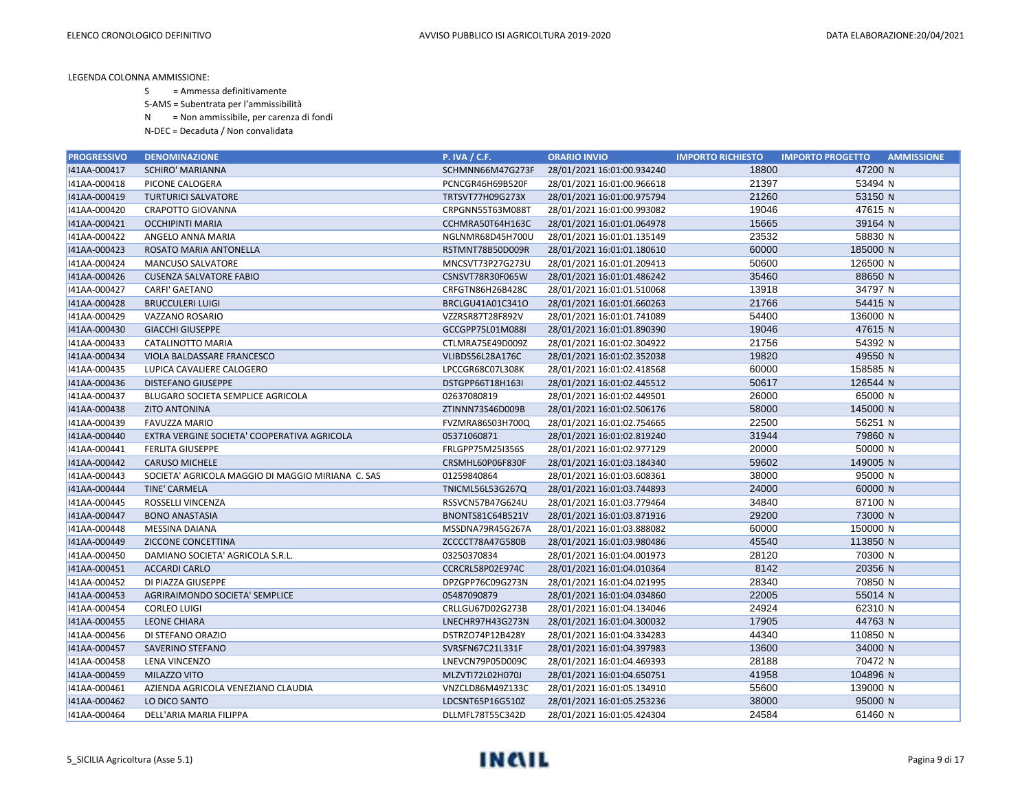LEGENDA COLONNA AMMISSIONE:

S = Ammessa definitivamente

S-AMS = Subentrata per l'ammissibilità

N = Non ammissibile, per carenza di fondi

N-DEC = Decaduta / Non convalidata

| PROGRESSIVO | DENOMINAZIONE | P. IVA / C.F. | ORARIO INVIO | IMPORTO RICHIESTO | IMPORTO PROGETTO | AMMISSIONE |
|---|---|---|---|---|---|---|
| I41AA-000417 | SCHIRO' MARIANNA | SCHMNN66M47G273F | 28/01/2021 16:01:00.934240 | 18800 | 47200 | N |
| I41AA-000418 | PICONE CALOGERA | PCNCGR46H69B520F | 28/01/2021 16:01:00.966618 | 21397 | 53494 | N |
| I41AA-000419 | TURTURICI SALVATORE | TRTSVT77H09G273X | 28/01/2021 16:01:00.975794 | 21260 | 53150 | N |
| I41AA-000420 | CRAPOTTO GIOVANNA | CRPGNN55T63M088T | 28/01/2021 16:01:00.993082 | 19046 | 47615 | N |
| I41AA-000421 | OCCHIPINTI MARIA | CCHMRA50T64H163C | 28/01/2021 16:01:01.064978 | 15665 | 39164 | N |
| I41AA-000422 | ANGELO ANNA MARIA | NGLNMR68D45H700U | 28/01/2021 16:01:01.135149 | 23532 | 58830 | N |
| I41AA-000423 | ROSATO MARIA ANTONELLA | RSTMNT78B50D009R | 28/01/2021 16:01:01.180610 | 60000 | 185000 | N |
| I41AA-000424 | MANCUSO SALVATORE | MNCSVT73P27G273U | 28/01/2021 16:01:01.209413 | 50600 | 126500 | N |
| I41AA-000426 | CUSENZA SALVATORE FABIO | CSNSVT78R30F065W | 28/01/2021 16:01:01.486242 | 35460 | 88650 | N |
| I41AA-000427 | CARFI' GAETANO | CRFGTN86H26B428C | 28/01/2021 16:01:01.510068 | 13918 | 34797 | N |
| I41AA-000428 | BRUCCULERI LUIGI | BRCLGU41A01C341O | 28/01/2021 16:01:01.660263 | 21766 | 54415 | N |
| I41AA-000429 | VAZZANO ROSARIO | VZZRSR87T28F892V | 28/01/2021 16:01:01.741089 | 54400 | 136000 | N |
| I41AA-000430 | GIACCHI GIUSEPPE | GCCGPP75L01M088I | 28/01/2021 16:01:01.890390 | 19046 | 47615 | N |
| I41AA-000433 | CATALINOTTO MARIA | CTLMRA75E49D009Z | 28/01/2021 16:01:02.304922 | 21756 | 54392 | N |
| I41AA-000434 | VIOLA BALDASSARE FRANCESCO | VLIBDS56L28A176C | 28/01/2021 16:01:02.352038 | 19820 | 49550 | N |
| I41AA-000435 | LUPICA CAVALIERE CALOGERO | LPCCGR68C07L308K | 28/01/2021 16:01:02.418568 | 60000 | 158585 | N |
| I41AA-000436 | DISTEFANO GIUSEPPE | DSTGPP66T18H163I | 28/01/2021 16:01:02.445512 | 50617 | 126544 | N |
| I41AA-000437 | BLUGARO SOCIETA SEMPLICE AGRICOLA | 02637080819 | 28/01/2021 16:01:02.449501 | 26000 | 65000 | N |
| I41AA-000438 | ZITO ANTONINA | ZTINNN73S46D009B | 28/01/2021 16:01:02.506176 | 58000 | 145000 | N |
| I41AA-000439 | FAVUZZA MARIO | FVZMRA86S03H700Q | 28/01/2021 16:01:02.754665 | 22500 | 56251 | N |
| I41AA-000440 | EXTRA VERGINE SOCIETA' COOPERATIVA AGRICOLA | 05371060871 | 28/01/2021 16:01:02.819240 | 31944 | 79860 | N |
| I41AA-000441 | FERLITA GIUSEPPE | FRLGPP75M25I356S | 28/01/2021 16:01:02.977129 | 20000 | 50000 | N |
| I41AA-000442 | CARUSO MICHELE | CRSMHL60P06F830F | 28/01/2021 16:01:03.184340 | 59602 | 149005 | N |
| I41AA-000443 | SOCIETA' AGRICOLA MAGGIO DI MAGGIO MIRIANA C. SAS | 01259840864 | 28/01/2021 16:01:03.608361 | 38000 | 95000 | N |
| I41AA-000444 | TINE' CARMELA | TNICML56L53G267Q | 28/01/2021 16:01:03.744893 | 24000 | 60000 | N |
| I41AA-000445 | ROSSELLI VINCENZA | RSSVCN57B47G624U | 28/01/2021 16:01:03.779464 | 34840 | 87100 | N |
| I41AA-000447 | BONO ANASTASIA | BNONTS81C64B521V | 28/01/2021 16:01:03.871916 | 29200 | 73000 | N |
| I41AA-000448 | MESSINA DAIANA | MSSDNA79R45G267A | 28/01/2021 16:01:03.888082 | 60000 | 150000 | N |
| I41AA-000449 | ZICCONE CONCETTINA | ZCCCCT78A47G580B | 28/01/2021 16:01:03.980486 | 45540 | 113850 | N |
| I41AA-000450 | DAMIANO SOCIETA' AGRICOLA S.R.L. | 03250370834 | 28/01/2021 16:01:04.001973 | 28120 | 70300 | N |
| I41AA-000451 | ACCARDI CARLO | CCRCRL58P02E974C | 28/01/2021 16:01:04.010364 | 8142 | 20356 | N |
| I41AA-000452 | DI PIAZZA GIUSEPPE | DPZGPP76C09G273N | 28/01/2021 16:01:04.021995 | 28340 | 70850 | N |
| I41AA-000453 | AGRIRAIMONDO SOCIETA' SEMPLICE | 05487090879 | 28/01/2021 16:01:04.034860 | 22005 | 55014 | N |
| I41AA-000454 | CORLEO LUIGI | CRLLGU67D02G273B | 28/01/2021 16:01:04.134046 | 24924 | 62310 | N |
| I41AA-000455 | LEONE CHIARA | LNECHR97H43G273N | 28/01/2021 16:01:04.300032 | 17905 | 44763 | N |
| I41AA-000456 | DI STEFANO ORAZIO | DSTRZO74P12B428Y | 28/01/2021 16:01:04.334283 | 44340 | 110850 | N |
| I41AA-000457 | SAVERINO STEFANO | SVRSFN67C21L331F | 28/01/2021 16:01:04.397983 | 13600 | 34000 | N |
| I41AA-000458 | LENA VINCENZO | LNEVCN79P05D009C | 28/01/2021 16:01:04.469393 | 28188 | 70472 | N |
| I41AA-000459 | MILAZZO VITO | MLZVTI72L02H070J | 28/01/2021 16:01:04.650751 | 41958 | 104896 | N |
| I41AA-000461 | AZIENDA AGRICOLA VENEZIANO CLAUDIA | VNZCLD86M49Z133C | 28/01/2021 16:01:05.134910 | 55600 | 139000 | N |
| I41AA-000462 | LO DICO SANTO | LDCSNT65P16G510Z | 28/01/2021 16:01:05.253236 | 38000 | 95000 | N |
| I41AA-000464 | DELL'ARIA MARIA FILIPPA | DLLMFL78T55C342D | 28/01/2021 16:01:05.424304 | 24584 | 61460 | N |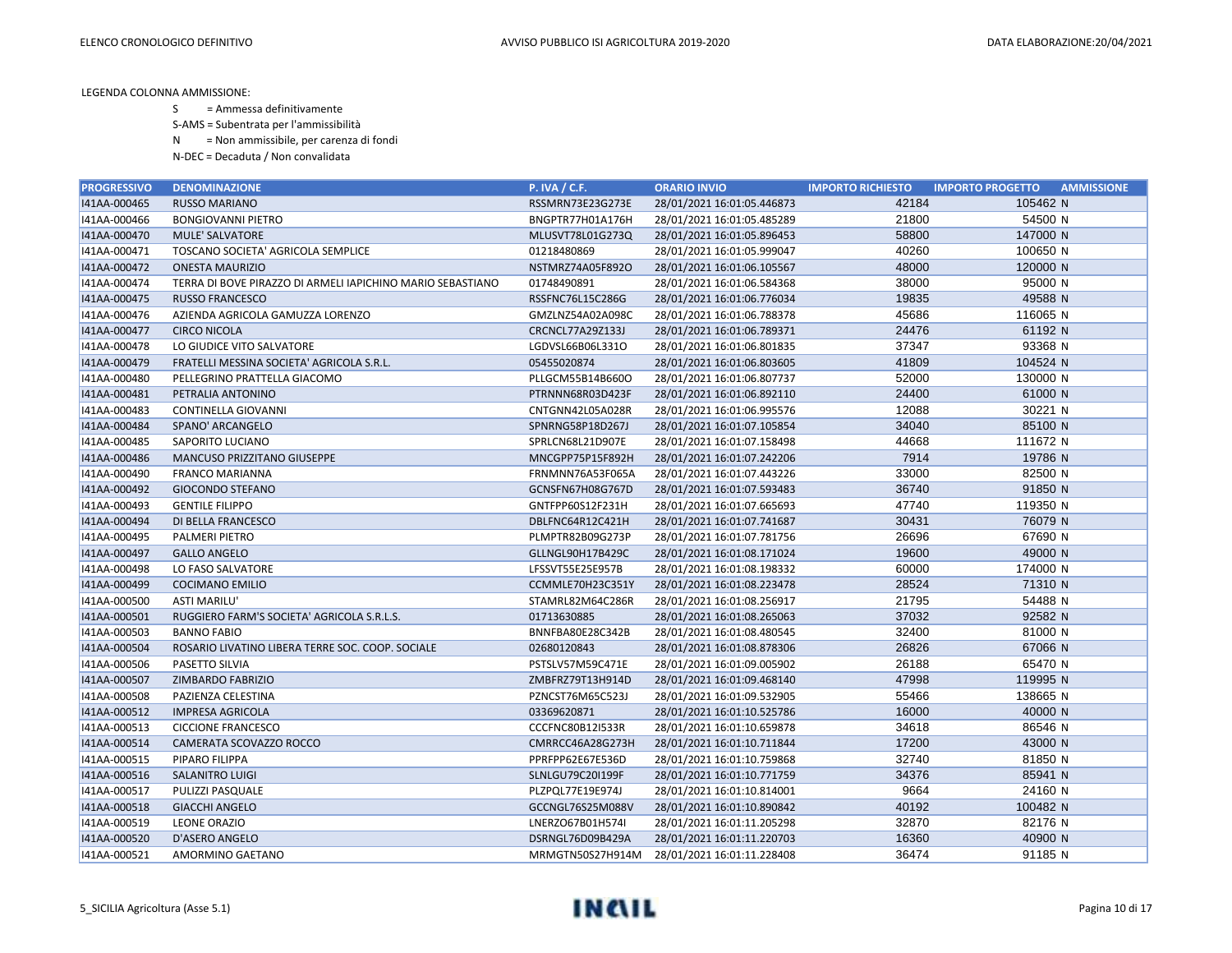LEGENDA COLONNA AMMISSIONE:

S = Ammessa definitivamente
S-AMS = Subentrata per l'ammissibilità
N = Non ammissibile, per carenza di fondi
N-DEC = Decaduta / Non convalidata

| PROGRESSIVO | DENOMINAZIONE | P. IVA / C.F. | ORARIO INVIO | IMPORTO RICHIESTO | IMPORTO PROGETTO | AMMISSIONE |
|---|---|---|---|---|---|---|
| I41AA-000465 | RUSSO MARIANO | RSSMRN73E23G273E | 28/01/2021 16:01:05.446873 | 42184 | 105462 | N |
| I41AA-000466 | BONGIOVANNI PIETRO | BNGPTR77H01A176H | 28/01/2021 16:01:05.485289 | 21800 | 54500 | N |
| I41AA-000470 | MULE' SALVATORE | MLUSVT78L01G273Q | 28/01/2021 16:01:05.896453 | 58800 | 147000 | N |
| I41AA-000471 | TOSCANO SOCIETA' AGRICOLA SEMPLICE | 01218480869 | 28/01/2021 16:01:05.999047 | 40260 | 100650 | N |
| I41AA-000472 | ONESTA MAURIZIO | NSTMRZ74A05F892O | 28/01/2021 16:01:06.105567 | 48000 | 120000 | N |
| I41AA-000474 | TERRA DI BOVE PIRAZZO DI ARMELI IAPICHINO MARIO SEBASTIANO | 01748490891 | 28/01/2021 16:01:06.584368 | 38000 | 95000 | N |
| I41AA-000475 | RUSSO FRANCESCO | RSSFNC76L15C286G | 28/01/2021 16:01:06.776034 | 19835 | 49588 | N |
| I41AA-000476 | AZIENDA AGRICOLA GAMUZZA LORENZO | GMZLNZ54A02A098C | 28/01/2021 16:01:06.788378 | 45686 | 116065 | N |
| I41AA-000477 | CIRCO NICOLA | CRCNCL77A29Z133J | 28/01/2021 16:01:06.789371 | 24476 | 61192 | N |
| I41AA-000478 | LO GIUDICE VITO SALVATORE | LGDVSL66B06L331O | 28/01/2021 16:01:06.801835 | 37347 | 93368 | N |
| I41AA-000479 | FRATELLI MESSINA SOCIETA' AGRICOLA S.R.L. | 05455020874 | 28/01/2021 16:01:06.803605 | 41809 | 104524 | N |
| I41AA-000480 | PELLEGRINO PRATTELLA GIACOMO | PLLGCM55B14B660O | 28/01/2021 16:01:06.807737 | 52000 | 130000 | N |
| I41AA-000481 | PETRALIA ANTONINO | PTRNNN68R03D423F | 28/01/2021 16:01:06.892110 | 24400 | 61000 | N |
| I41AA-000483 | CONTINELLA GIOVANNI | CNTGNN42L05A028R | 28/01/2021 16:01:06.995576 | 12088 | 30221 | N |
| I41AA-000484 | SPANO' ARCANGELO | SPNRNG58P18D267J | 28/01/2021 16:01:07.105854 | 34040 | 85100 | N |
| I41AA-000485 | SAPORITO LUCIANO | SPRLCN68L21D907E | 28/01/2021 16:01:07.158498 | 44668 | 111672 | N |
| I41AA-000486 | MANCUSO PRIZZITANO GIUSEPPE | MNCGPP75P15F892H | 28/01/2021 16:01:07.242206 | 7914 | 19786 | N |
| I41AA-000490 | FRANCO MARIANNA | FRNMNN76A53F065A | 28/01/2021 16:01:07.443226 | 33000 | 82500 | N |
| I41AA-000492 | GIOCONDO STEFANO | GCNSFN67H08G767D | 28/01/2021 16:01:07.593483 | 36740 | 91850 | N |
| I41AA-000493 | GENTILE FILIPPO | GNTFPP60S12F231H | 28/01/2021 16:01:07.665693 | 47740 | 119350 | N |
| I41AA-000494 | DI BELLA FRANCESCO | DBLFNC64R12C421H | 28/01/2021 16:01:07.741687 | 30431 | 76079 | N |
| I41AA-000495 | PALMERI PIETRO | PLMPTR82B09G273P | 28/01/2021 16:01:07.781756 | 26696 | 67690 | N |
| I41AA-000497 | GALLO ANGELO | GLLNGL90H17B429C | 28/01/2021 16:01:08.171024 | 19600 | 49000 | N |
| I41AA-000498 | LO FASO SALVATORE | LFSSVT55E25E957B | 28/01/2021 16:01:08.198332 | 60000 | 174000 | N |
| I41AA-000499 | COCIMANO EMILIO | CCMMLE70H23C351Y | 28/01/2021 16:01:08.223478 | 28524 | 71310 | N |
| I41AA-000500 | ASTI MARILU' | STAMRL82M64C286R | 28/01/2021 16:01:08.256917 | 21795 | 54488 | N |
| I41AA-000501 | RUGGIERO FARM'S SOCIETA' AGRICOLA S.R.L.S. | 01713630885 | 28/01/2021 16:01:08.265063 | 37032 | 92582 | N |
| I41AA-000503 | BANNO FABIO | BNNFBA80E28C342B | 28/01/2021 16:01:08.480545 | 32400 | 81000 | N |
| I41AA-000504 | ROSARIO LIVATINO LIBERA TERRE SOC. COOP. SOCIALE | 02680120843 | 28/01/2021 16:01:08.878306 | 26826 | 67066 | N |
| I41AA-000506 | PASETTO SILVIA | PSTSLV57M59C471E | 28/01/2021 16:01:09.005902 | 26188 | 65470 | N |
| I41AA-000507 | ZIMBARDO FABRIZIO | ZMBFRZ79T13H914D | 28/01/2021 16:01:09.468140 | 47998 | 119995 | N |
| I41AA-000508 | PAZIENZA CELESTINA | PZNCST76M65C523J | 28/01/2021 16:01:09.532905 | 55466 | 138665 | N |
| I41AA-000512 | IMPRESA AGRICOLA | 03369620871 | 28/01/2021 16:01:10.525786 | 16000 | 40000 | N |
| I41AA-000513 | CICCIONE FRANCESCO | CCCFNC80B12I533R | 28/01/2021 16:01:10.659878 | 34618 | 86546 | N |
| I41AA-000514 | CAMERATA SCOVAZZO ROCCO | CMRRCC46A28G273H | 28/01/2021 16:01:10.711844 | 17200 | 43000 | N |
| I41AA-000515 | PIPARO FILIPPA | PPRFPP62E67E536D | 28/01/2021 16:01:10.759868 | 32740 | 81850 | N |
| I41AA-000516 | SALANITRO LUIGI | SLNLGU79C20I199F | 28/01/2021 16:01:10.771759 | 34376 | 85941 | N |
| I41AA-000517 | PULIZZI PASQUALE | PLZPQL77E19E974J | 28/01/2021 16:01:10.814001 | 9664 | 24160 | N |
| I41AA-000518 | GIACCHI ANGELO | GCCNGL76S25M088V | 28/01/2021 16:01:10.890842 | 40192 | 100482 | N |
| I41AA-000519 | LEONE ORAZIO | LNERZO67B01H574I | 28/01/2021 16:01:11.205298 | 32870 | 82176 | N |
| I41AA-000520 | D'ASERO ANGELO | DSRNGL76D09B429A | 28/01/2021 16:01:11.220703 | 16360 | 40900 | N |
| I41AA-000521 | AMORMINO GAETANO | MRMGTN50S27H914M | 28/01/2021 16:01:11.228408 | 36474 | 91185 | N |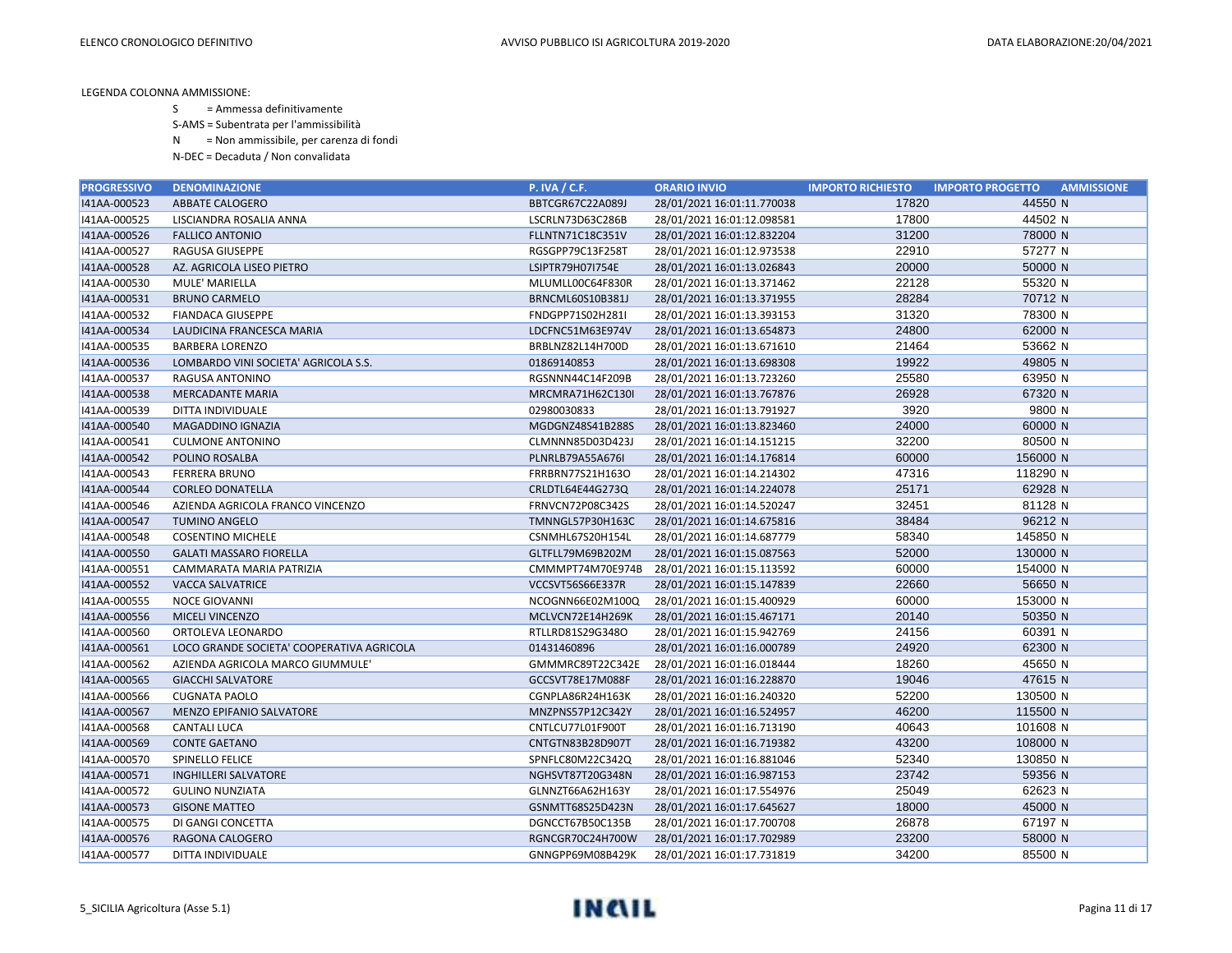LEGENDA COLONNA AMMISSIONE:

- S = Ammessa definitivamente
- S-AMS = Subentrata per l'ammissibilità
- N = Non ammissibile, per carenza di fondi
- N-DEC = Decaduta / Non convalidata

| PROGRESSIVO | DENOMINAZIONE | P. IVA / C.F. | ORARIO INVIO | IMPORTO RICHIESTO | IMPORTO PROGETTO | AMMISSIONE |
|---|---|---|---|---|---|---|
| I41AA-000523 | ABBATE CALOGERO | BBTCGR67C22A089J | 28/01/2021 16:01:11.770038 | 17820 | 44550 | N |
| I41AA-000525 | LISCIANDRA ROSALIA ANNA | LSCRLN73D63C286B | 28/01/2021 16:01:12.098581 | 17800 | 44502 | N |
| I41AA-000526 | FALLICO ANTONIO | FLLNTN71C18C351V | 28/01/2021 16:01:12.832204 | 31200 | 78000 | N |
| I41AA-000527 | RAGUSA GIUSEPPE | RGSGPP79C13F258T | 28/01/2021 16:01:12.973538 | 22910 | 57277 | N |
| I41AA-000528 | AZ. AGRICOLA LISEO PIETRO | LSIPTR79H07I754E | 28/01/2021 16:01:13.026843 | 20000 | 50000 | N |
| I41AA-000530 | MULE' MARIELLA | MLUMLL00C64F830R | 28/01/2021 16:01:13.371462 | 22128 | 55320 | N |
| I41AA-000531 | BRUNO CARMELO | BRNCML60S10B381J | 28/01/2021 16:01:13.371955 | 28284 | 70712 | N |
| I41AA-000532 | FIANDACA GIUSEPPE | FNDGPP71S02H281I | 28/01/2021 16:01:13.393153 | 31320 | 78300 | N |
| I41AA-000534 | LAUDICINA FRANCESCA MARIA | LDCFNC51M63E974V | 28/01/2021 16:01:13.654873 | 24800 | 62000 | N |
| I41AA-000535 | BARBERA LORENZO | BRBLNZ82L14H700D | 28/01/2021 16:01:13.671610 | 21464 | 53662 | N |
| I41AA-000536 | LOMBARDO VINI SOCIETA' AGRICOLA S.S. | 01869140853 | 28/01/2021 16:01:13.698308 | 19922 | 49805 | N |
| I41AA-000537 | RAGUSA ANTONINO | RGSNNN44C14F209B | 28/01/2021 16:01:13.723260 | 25580 | 63950 | N |
| I41AA-000538 | MERCADANTE MARIA | MRCMRA71H62C130I | 28/01/2021 16:01:13.767876 | 26928 | 67320 | N |
| I41AA-000539 | DITTA INDIVIDUALE | 02980030833 | 28/01/2021 16:01:13.791927 | 3920 | 9800 | N |
| I41AA-000540 | MAGADDINO IGNAZIA | MGDGNZ48S41B288S | 28/01/2021 16:01:13.823460 | 24000 | 60000 | N |
| I41AA-000541 | CULMONE ANTONINO | CLMNNN85D03D423J | 28/01/2021 16:01:14.151215 | 32200 | 80500 | N |
| I41AA-000542 | POLINO ROSALBA | PLNRLB79A55A676I | 28/01/2021 16:01:14.176814 | 60000 | 156000 | N |
| I41AA-000543 | FERRERA BRUNO | FRRBRN77S21H163O | 28/01/2021 16:01:14.214302 | 47316 | 118290 | N |
| I41AA-000544 | CORLEO DONATELLA | CRLDTL64E44G273Q | 28/01/2021 16:01:14.224078 | 25171 | 62928 | N |
| I41AA-000546 | AZIENDA AGRICOLA FRANCO VINCENZO | FRNVCN72P08C342S | 28/01/2021 16:01:14.520247 | 32451 | 81128 | N |
| I41AA-000547 | TUMINO ANGELO | TMNNGL57P30H163C | 28/01/2021 16:01:14.675816 | 38484 | 96212 | N |
| I41AA-000548 | COSENTINO MICHELE | CSNMHL67S20H154L | 28/01/2021 16:01:14.687779 | 58340 | 145850 | N |
| I41AA-000550 | GALATI MASSARO FIORELLA | GLTFLL79M69B202M | 28/01/2021 16:01:15.087563 | 52000 | 130000 | N |
| I41AA-000551 | CAMMARATA MARIA PATRIZIA | CMMMPT74M70E974B | 28/01/2021 16:01:15.113592 | 60000 | 154000 | N |
| I41AA-000552 | VACCA SALVATRICE | VCCSVT56S66E337R | 28/01/2021 16:01:15.147839 | 22660 | 56650 | N |
| I41AA-000555 | NOCE GIOVANNI | NCOGNN66E02M100Q | 28/01/2021 16:01:15.400929 | 60000 | 153000 | N |
| I41AA-000556 | MICELI VINCENZO | MCLVCN72E14H269K | 28/01/2021 16:01:15.467171 | 20140 | 50350 | N |
| I41AA-000560 | ORTOLEVA LEONARDO | RTLLRD81S29G348O | 28/01/2021 16:01:15.942769 | 24156 | 60391 | N |
| I41AA-000561 | LOCO GRANDE SOCIETA' COOPERATIVA AGRICOLA | 01431460896 | 28/01/2021 16:01:16.000789 | 24920 | 62300 | N |
| I41AA-000562 | AZIENDA AGRICOLA MARCO GIUMMULE' | GMMMRC89T22C342E | 28/01/2021 16:01:16.018444 | 18260 | 45650 | N |
| I41AA-000565 | GIACCHI SALVATORE | GCCSVT78E17M088F | 28/01/2021 16:01:16.228870 | 19046 | 47615 | N |
| I41AA-000566 | CUGNATA PAOLO | CGNPLA86R24H163K | 28/01/2021 16:01:16.240320 | 52200 | 130500 | N |
| I41AA-000567 | MENZO EPIFANIO SALVATORE | MNZPNS57P12C342Y | 28/01/2021 16:01:16.524957 | 46200 | 115500 | N |
| I41AA-000568 | CANTALI LUCA | CNTLCU77L01F900T | 28/01/2021 16:01:16.713190 | 40643 | 101608 | N |
| I41AA-000569 | CONTE GAETANO | CNTGTN83B28D907T | 28/01/2021 16:01:16.719382 | 43200 | 108000 | N |
| I41AA-000570 | SPINELLO FELICE | SPNFLC80M22C342Q | 28/01/2021 16:01:16.881046 | 52340 | 130850 | N |
| I41AA-000571 | INGHILLERI SALVATORE | NGHSVT87T20G348N | 28/01/2021 16:01:16.987153 | 23742 | 59356 | N |
| I41AA-000572 | GULINO NUNZIATA | GLNNZT66A62H163Y | 28/01/2021 16:01:17.554976 | 25049 | 62623 | N |
| I41AA-000573 | GISONE MATTEO | GSNMTT68S25D423N | 28/01/2021 16:01:17.645627 | 18000 | 45000 | N |
| I41AA-000575 | DI GANGI CONCETTA | DGNCCT67B50C135B | 28/01/2021 16:01:17.700708 | 26878 | 67197 | N |
| I41AA-000576 | RAGONA CALOGERO | RGNCGR70C24H700W | 28/01/2021 16:01:17.702989 | 23200 | 58000 | N |
| I41AA-000577 | DITTA INDIVIDUALE | GNNGPP69M08B429K | 28/01/2021 16:01:17.731819 | 34200 | 85500 | N |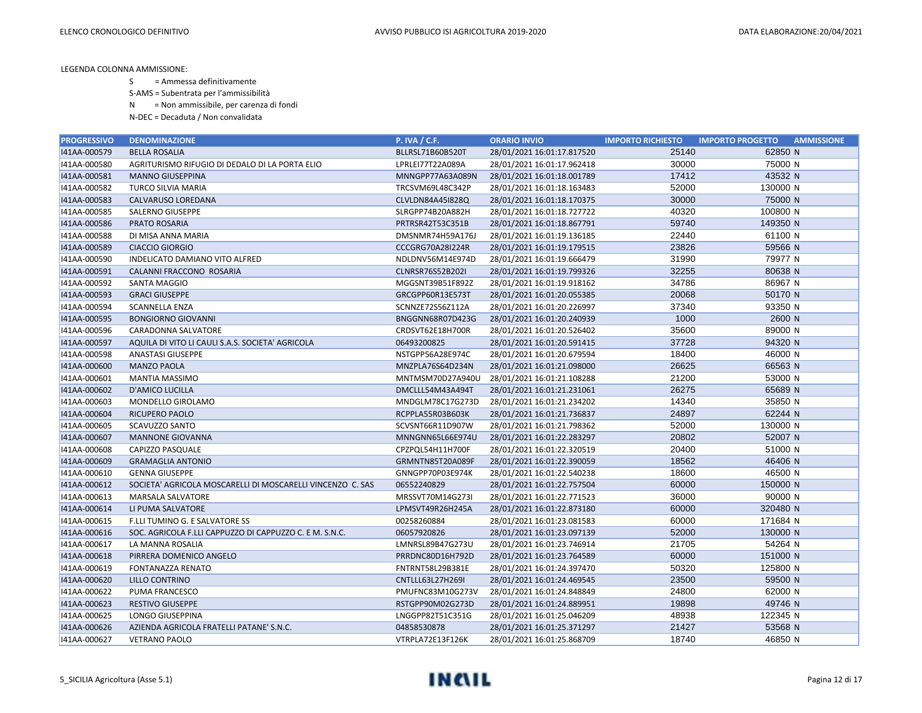LEGENDA COLONNA AMMISSIONE:

S = Ammessa definitivamente

S-AMS = Subentrata per l'ammissibilità

N = Non ammissibile, per carenza di fondi

N-DEC = Decaduta / Non convalidata

| PROGRESSIVO | DENOMINAZIONE | P. IVA / C.F. | ORARIO INVIO | IMPORTO RICHIESTO | IMPORTO PROGETTO | AMMISSIONE |
|---|---|---|---|---|---|---|
| I41AA-000579 | BELLA ROSALIA | BLLRSL71B60B520T | 28/01/2021 16:01:17.817520 | 25140 | 62850 | N |
| I41AA-000580 | AGRITURISMO RIFUGIO DI DEDALO DI LA PORTA ELIO | LPRLEI77T22A089A | 28/01/2021 16:01:17.962418 | 30000 | 75000 | N |
| I41AA-000581 | MANNO GIUSEPPINA | MNNGPP77A63A089N | 28/01/2021 16:01:18.001789 | 17412 | 43532 | N |
| I41AA-000582 | TURCO SILVIA MARIA | TRCSVM69L48C342P | 28/01/2021 16:01:18.163483 | 52000 | 130000 | N |
| I41AA-000583 | CALVARUSO LOREDANA | CLVLDN84A45I828Q | 28/01/2021 16:01:18.170375 | 30000 | 75000 | N |
| I41AA-000585 | SALERNO GIUSEPPE | SLRGPP74B20A882H | 28/01/2021 16:01:18.727722 | 40320 | 100800 | N |
| I41AA-000586 | PRATO ROSARIA | PRTRSR42T53C351B | 28/01/2021 16:01:18.867791 | 59740 | 149350 | N |
| I41AA-000588 | DI MISA ANNA MARIA | DMSNMR74H59A176J | 28/01/2021 16:01:19.136185 | 22440 | 61100 | N |
| I41AA-000589 | CIACCIO GIORGIO | CCCGRG70A28I224R | 28/01/2021 16:01:19.179515 | 23826 | 59566 | N |
| I41AA-000590 | INDELICATO DAMIANO VITO ALFRED | NDLDNV56M14E974D | 28/01/2021 16:01:19.666479 | 31990 | 79977 | N |
| I41AA-000591 | CALANNI FRACCONO ROSARIA | CLNRSR76S52B202I | 28/01/2021 16:01:19.799326 | 32255 | 80638 | N |
| I41AA-000592 | SANTA MAGGIO | MGGSNT39B51F892Z | 28/01/2021 16:01:19.918162 | 34786 | 86967 | N |
| I41AA-000593 | GRACI GIUSEPPE | GRCGPP60R13E573T | 28/01/2021 16:01:20.055385 | 20068 | 50170 | N |
| I41AA-000594 | SCANNELLA ENZA | SCNNZE72S56Z112A | 28/01/2021 16:01:20.226997 | 37340 | 93350 | N |
| I41AA-000595 | BONGIORNO GIOVANNI | BNGGNN68R07D423G | 28/01/2021 16:01:20.240939 | 1000 | 2600 | N |
| I41AA-000596 | CARADONNA SALVATORE | CRDSVT62E18H700R | 28/01/2021 16:01:20.526402 | 35600 | 89000 | N |
| I41AA-000597 | AQUILA DI VITO LI CAULI S.A.S. SOCIETA' AGRICOLA | 06493200825 | 28/01/2021 16:01:20.591415 | 37728 | 94320 | N |
| I41AA-000598 | ANASTASI GIUSEPPE | NSTGPP56A28E974C | 28/01/2021 16:01:20.679594 | 18400 | 46000 | N |
| I41AA-000600 | MANZO PAOLA | MNZPLA76S64D234N | 28/01/2021 16:01:21.098000 | 26625 | 66563 | N |
| I41AA-000601 | MANTIA MASSIMO | MNTMSM70D27A940U | 28/01/2021 16:01:21.108288 | 21200 | 53000 | N |
| I41AA-000602 | D'AMICO LUCILLA | DMCLLL54M43A494T | 28/01/2021 16:01:21.231061 | 26275 | 65689 | N |
| I41AA-000603 | MONDELLO GIROLAMO | MNDGLM78C17G273D | 28/01/2021 16:01:21.234202 | 14340 | 35850 | N |
| I41AA-000604 | RICUPERO PAOLO | RCPPLA55R03B603K | 28/01/2021 16:01:21.736837 | 24897 | 62244 | N |
| I41AA-000605 | SCAVUZZO SANTO | SCVSNT66R11D907W | 28/01/2021 16:01:21.798362 | 52000 | 130000 | N |
| I41AA-000607 | MANNONE GIOVANNA | MNNGNN65L66E974U | 28/01/2021 16:01:22.283297 | 20802 | 52007 | N |
| I41AA-000608 | CAPIZZO PASQUALE | CPZPQL54H11H700F | 28/01/2021 16:01:22.320519 | 20400 | 51000 | N |
| I41AA-000609 | GRAMAGLIA ANTONIO | GRMNTN85T20A089F | 28/01/2021 16:01:22.390059 | 18562 | 46406 | N |
| I41AA-000610 | GENNA GIUSEPPE | GNNGPP70P03E974K | 28/01/2021 16:01:22.540238 | 18600 | 46500 | N |
| I41AA-000612 | SOCIETA' AGRICOLA MOSCARELLI DI MOSCARELLI VINCENZO C. SAS | 06552240829 | 28/01/2021 16:01:22.757504 | 60000 | 150000 | N |
| I41AA-000613 | MARSALA SALVATORE | MRSSVT70M14G273I | 28/01/2021 16:01:22.771523 | 36000 | 90000 | N |
| I41AA-000614 | LI PUMA SALVATORE | LPMSVT49R26H245A | 28/01/2021 16:01:22.873180 | 60000 | 320480 | N |
| I41AA-000615 | F.LLI TUMINO G. E SALVATORE SS | 00258260884 | 28/01/2021 16:01:23.081583 | 60000 | 171684 | N |
| I41AA-000616 | SOC. AGRICOLA F.LLI CAPPUZZO DI CAPPUZZO C. E M. S.N.C. | 06057920826 | 28/01/2021 16:01:23.097139 | 52000 | 130000 | N |
| I41AA-000617 | LA MANNA ROSALIA | LMNRSL89B47G273U | 28/01/2021 16:01:23.746914 | 21705 | 54264 | N |
| I41AA-000618 | PIRRERA DOMENICO ANGELO | PRRDNC80D16H792D | 28/01/2021 16:01:23.764589 | 60000 | 151000 | N |
| I41AA-000619 | FONTANAZZA RENATO | FNTRNT58L29B381E | 28/01/2021 16:01:24.397470 | 50320 | 125800 | N |
| I41AA-000620 | LILLO CONTRINO | CNTLLL63L27H269I | 28/01/2021 16:01:24.469545 | 23500 | 59500 | N |
| I41AA-000622 | PUMA FRANCESCO | PMUFNC83M10G273V | 28/01/2021 16:01:24.848849 | 24800 | 62000 | N |
| I41AA-000623 | RESTIVO GIUSEPPE | RSTGPP90M02G273D | 28/01/2021 16:01:24.889951 | 19898 | 49746 | N |
| I41AA-000625 | LONGO GIUSEPPINA | LNGGPP82T51C351G | 28/01/2021 16:01:25.046209 | 48938 | 122345 | N |
| I41AA-000626 | AZIENDA AGRICOLA FRATELLI PATANE' S.N.C. | 04858530878 | 28/01/2021 16:01:25.371297 | 21427 | 53568 | N |
| I41AA-000627 | VETRANO PAOLO | VTRPLA72E13F126K | 28/01/2021 16:01:25.868709 | 18740 | 46850 | N |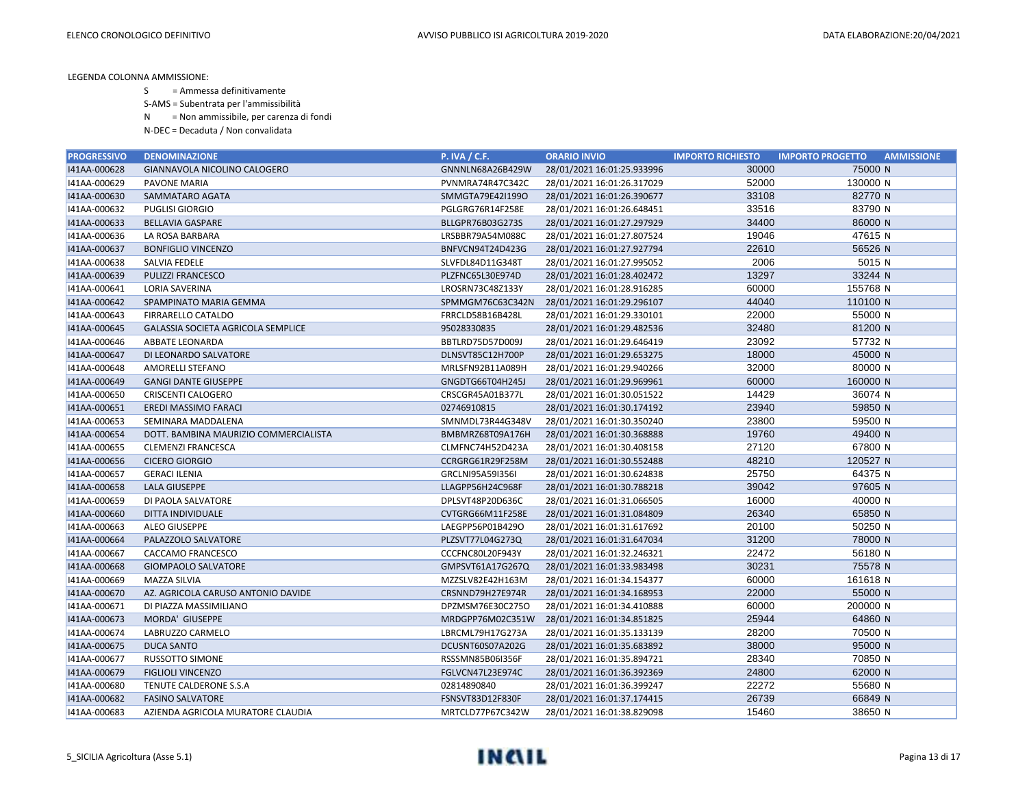LEGENDA COLONNA AMMISSIONE:

S = Ammessa definitivamente

S-AMS = Subentrata per l'ammissibilità

N = Non ammissibile, per carenza di fondi

N-DEC = Decaduta / Non convalidata

| PROGRESSIVO | DENOMINAZIONE | P. IVA / C.F. | ORARIO INVIO | IMPORTO RICHIESTO | IMPORTO PROGETTO | AMMISSIONE |
|---|---|---|---|---|---|---|
| I41AA-000628 | GIANNAVOLA NICOLINO CALOGERO | GNNNLN68A26B429W | 28/01/2021 16:01:25.933996 | 30000 | 75000 | N |
| I41AA-000629 | PAVONE MARIA | PVNMRA74R47C342C | 28/01/2021 16:01:26.317029 | 52000 | 130000 | N |
| I41AA-000630 | SAMMATARO AGATA | SMMGTA79E42I199O | 28/01/2021 16:01:26.390677 | 33108 | 82770 | N |
| I41AA-000632 | PUGLISI GIORGIO | PGLGRG76R14F258E | 28/01/2021 16:01:26.648451 | 33516 | 83790 | N |
| I41AA-000633 | BELLAVIA GASPARE | BLLGPR76B03G273S | 28/01/2021 16:01:27.297929 | 34400 | 86000 | N |
| I41AA-000636 | LA ROSA BARBARA | LRSBBR79A54M088C | 28/01/2021 16:01:27.807524 | 19046 | 47615 | N |
| I41AA-000637 | BONFIGLIO VINCENZO | BNFVCN94T24D423G | 28/01/2021 16:01:27.927794 | 22610 | 56526 | N |
| I41AA-000638 | SALVIA FEDELE | SLVFDL84D11G348T | 28/01/2021 16:01:27.995052 | 2006 | 5015 | N |
| I41AA-000639 | PULIZZI FRANCESCO | PLZFNC65L30E974D | 28/01/2021 16:01:28.402472 | 13297 | 33244 | N |
| I41AA-000641 | LORIA SAVERINA | LROSRN73C48Z133Y | 28/01/2021 16:01:28.916285 | 60000 | 155768 | N |
| I41AA-000642 | SPAMPINATO MARIA GEMMA | SPMMGM76C63C342N | 28/01/2021 16:01:29.296107 | 44040 | 110100 | N |
| I41AA-000643 | FIRRARELLO CATALDO | FRRCLD58B16B428L | 28/01/2021 16:01:29.330101 | 22000 | 55000 | N |
| I41AA-000645 | GALASSIA SOCIETA AGRICOLA SEMPLICE | 95028330835 | 28/01/2021 16:01:29.482536 | 32480 | 81200 | N |
| I41AA-000646 | ABBATE LEONARDA | BBTLRD75D57D009J | 28/01/2021 16:01:29.646419 | 23092 | 57732 | N |
| I41AA-000647 | DI LEONARDO SALVATORE | DLNSVT85C12H700P | 28/01/2021 16:01:29.653275 | 18000 | 45000 | N |
| I41AA-000648 | AMORELLI STEFANO | MRLSFN92B11A089H | 28/01/2021 16:01:29.940266 | 32000 | 80000 | N |
| I41AA-000649 | GANGI DANTE GIUSEPPE | GNGDTG66T04H245J | 28/01/2021 16:01:29.969961 | 60000 | 160000 | N |
| I41AA-000650 | CRISCENTI CALOGERO | CRSCGR45A01B377L | 28/01/2021 16:01:30.051522 | 14429 | 36074 | N |
| I41AA-000651 | EREDI MASSIMO FARACI | 02746910815 | 28/01/2021 16:01:30.174192 | 23940 | 59850 | N |
| I41AA-000653 | SEMINARA MADDALENA | SMNMDL73R44G348V | 28/01/2021 16:01:30.350240 | 23800 | 59500 | N |
| I41AA-000654 | DOTT. BAMBINA MAURIZIO COMMERCIALISTA | BMBMRZ68T09A176H | 28/01/2021 16:01:30.368888 | 19760 | 49400 | N |
| I41AA-000655 | CLEMENZI FRANCESCA | CLMFNC74H52D423A | 28/01/2021 16:01:30.408158 | 27120 | 67800 | N |
| I41AA-000656 | CICERO GIORGIO | CCRGRG61R29F258M | 28/01/2021 16:01:30.552488 | 48210 | 120527 | N |
| I41AA-000657 | GERACI ILENIA | GRCLNI95A59I356I | 28/01/2021 16:01:30.624838 | 25750 | 64375 | N |
| I41AA-000658 | LALA GIUSEPPE | LLAGPP56H24C968F | 28/01/2021 16:01:30.788218 | 39042 | 97605 | N |
| I41AA-000659 | DI PAOLA SALVATORE | DPLSVT48P20D636C | 28/01/2021 16:01:31.066505 | 16000 | 40000 | N |
| I41AA-000660 | DITTA INDIVIDUALE | CVTGRG66M11F258E | 28/01/2021 16:01:31.084809 | 26340 | 65850 | N |
| I41AA-000663 | ALEO GIUSEPPE | LAEGPP56P01B429O | 28/01/2021 16:01:31.617692 | 20100 | 50250 | N |
| I41AA-000664 | PALAZZOLO SALVATORE | PLZSVT77L04G273Q | 28/01/2021 16:01:31.647034 | 31200 | 78000 | N |
| I41AA-000667 | CACCAMO FRANCESCO | CCCFNC80L20F943Y | 28/01/2021 16:01:32.246321 | 22472 | 56180 | N |
| I41AA-000668 | GIOMPAOLO SALVATORE | GMPSVT61A17G267Q | 28/01/2021 16:01:33.983498 | 30231 | 75578 | N |
| I41AA-000669 | MAZZA SILVIA | MZZSLV82E42H163M | 28/01/2021 16:01:34.154377 | 60000 | 161618 | N |
| I41AA-000670 | AZ. AGRICOLA CARUSO ANTONIO DAVIDE | CRSNND79H27E974R | 28/01/2021 16:01:34.168953 | 22000 | 55000 | N |
| I41AA-000671 | DI PIAZZA MASSIMILIANO | DPZMSM76E30C275O | 28/01/2021 16:01:34.410888 | 60000 | 200000 | N |
| I41AA-000673 | MORDA' GIUSEPPE | MRDGPP76M02C351W | 28/01/2021 16:01:34.851825 | 25944 | 64860 | N |
| I41AA-000674 | LABRUZZO CARMELO | LBRCML79H17G273A | 28/01/2021 16:01:35.133139 | 28200 | 70500 | N |
| I41AA-000675 | DUCA SANTO | DCUSNT60S07A202G | 28/01/2021 16:01:35.683892 | 38000 | 95000 | N |
| I41AA-000677 | RUSSOTTO SIMONE | RSSSMN85B06I356F | 28/01/2021 16:01:35.894721 | 28340 | 70850 | N |
| I41AA-000679 | FIGLIOLI VINCENZO | FGLVCN47L23E974C | 28/01/2021 16:01:36.392369 | 24800 | 62000 | N |
| I41AA-000680 | TENUTE CALDERONE S.S.A | 02814890840 | 28/01/2021 16:01:36.399247 | 22272 | 55680 | N |
| I41AA-000682 | FASINO SALVATORE | FSNSVT83D12F830F | 28/01/2021 16:01:37.174415 | 26739 | 66849 | N |
| I41AA-000683 | AZIENDA AGRICOLA MURATORE CLAUDIA | MRTCLD77P67C342W | 28/01/2021 16:01:38.829098 | 15460 | 38650 | N |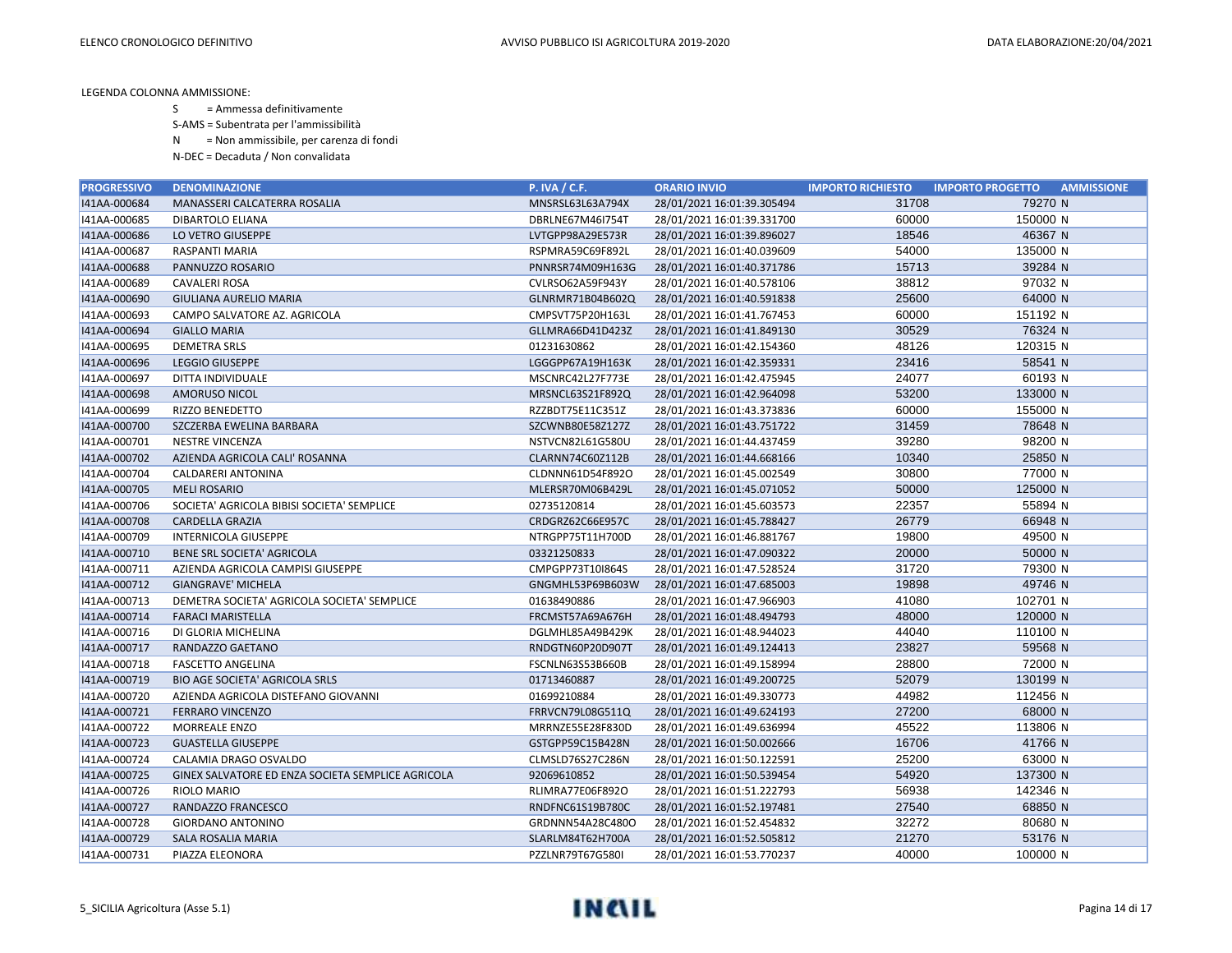LEGENDA COLONNA AMMISSIONE:

- S = Ammessa definitivamente
- S-AMS = Subentrata per l'ammissibilità
- N = Non ammissibile, per carenza di fondi
- N-DEC = Decaduta / Non convalidata

| PROGRESSIVO | DENOMINAZIONE | P. IVA / C.F. | ORARIO INVIO | IMPORTO RICHIESTO | IMPORTO PROGETTO | AMMISSIONE |
|---|---|---|---|---|---|---|
| I41AA-000684 | MANASSERI CALCATERRA ROSALIA | MNSRSL63L63A794X | 28/01/2021 16:01:39.305494 | 31708 | 79270 | N |
| I41AA-000685 | DIBARTOLO ELIANA | DBRLNE67M46I754T | 28/01/2021 16:01:39.331700 | 60000 | 150000 | N |
| I41AA-000686 | LO VETRO GIUSEPPE | LVTGPP98A29E573R | 28/01/2021 16:01:39.896027 | 18546 | 46367 | N |
| I41AA-000687 | RASPANTI MARIA | RSPMRA59C69F892L | 28/01/2021 16:01:40.039609 | 54000 | 135000 | N |
| I41AA-000688 | PANNUZZO ROSARIO | PNNRSR74M09H163G | 28/01/2021 16:01:40.371786 | 15713 | 39284 | N |
| I41AA-000689 | CAVALERI ROSA | CVLRSO62A59F943Y | 28/01/2021 16:01:40.578106 | 38812 | 97032 | N |
| I41AA-000690 | GIULIANA AURELIO MARIA | GLNRMR71B04B602Q | 28/01/2021 16:01:40.591838 | 25600 | 64000 | N |
| I41AA-000693 | CAMPO SALVATORE AZ. AGRICOLA | CMPSVT75P20H163L | 28/01/2021 16:01:41.767453 | 60000 | 151192 | N |
| I41AA-000694 | GIALLO MARIA | GLLMRA66D41D423Z | 28/01/2021 16:01:41.849130 | 30529 | 76324 | N |
| I41AA-000695 | DEMETRA SRLS | 01231630862 | 28/01/2021 16:01:42.154360 | 48126 | 120315 | N |
| I41AA-000696 | LEGGIO GIUSEPPE | LGGGPP67A19H163K | 28/01/2021 16:01:42.359331 | 23416 | 58541 | N |
| I41AA-000697 | DITTA INDIVIDUALE | MSCNRC42L27F773E | 28/01/2021 16:01:42.475945 | 24077 | 60193 | N |
| I41AA-000698 | AMORUSO NICOL | MRSNCL63S21F892Q | 28/01/2021 16:01:42.964098 | 53200 | 133000 | N |
| I41AA-000699 | RIZZO BENEDETTO | RZZBDT75E11C351Z | 28/01/2021 16:01:43.373836 | 60000 | 155000 | N |
| I41AA-000700 | SZCZERBA EWELINA BARBARA | SZCWNB80E58Z127Z | 28/01/2021 16:01:43.751722 | 31459 | 78648 | N |
| I41AA-000701 | NESTRE VINCENZA | NSTVCN82L61G580U | 28/01/2021 16:01:44.437459 | 39280 | 98200 | N |
| I41AA-000702 | AZIENDA AGRICOLA CALI' ROSANNA | CLARNN74C60Z112B | 28/01/2021 16:01:44.668166 | 10340 | 25850 | N |
| I41AA-000704 | CALDARERI ANTONINA | CLDNNN61D54F892O | 28/01/2021 16:01:45.002549 | 30800 | 77000 | N |
| I41AA-000705 | MELI ROSARIO | MLERSR70M06B429L | 28/01/2021 16:01:45.071052 | 50000 | 125000 | N |
| I41AA-000706 | SOCIETA' AGRICOLA BIBISI SOCIETA' SEMPLICE | 02735120814 | 28/01/2021 16:01:45.603573 | 22357 | 55894 | N |
| I41AA-000708 | CARDELLA GRAZIA | CRDGRZ62C66E957C | 28/01/2021 16:01:45.788427 | 26779 | 66948 | N |
| I41AA-000709 | INTERNICOLA GIUSEPPE | NTRGPP75T11H700D | 28/01/2021 16:01:46.881767 | 19800 | 49500 | N |
| I41AA-000710 | BENE SRL SOCIETA' AGRICOLA | 03321250833 | 28/01/2021 16:01:47.090322 | 20000 | 50000 | N |
| I41AA-000711 | AZIENDA AGRICOLA CAMPISI GIUSEPPE | CMPGPP73T10I864S | 28/01/2021 16:01:47.528524 | 31720 | 79300 | N |
| I41AA-000712 | GIANGRAVE' MICHELA | GNGMHL53P69B603W | 28/01/2021 16:01:47.685003 | 19898 | 49746 | N |
| I41AA-000713 | DEMETRA SOCIETA' AGRICOLA SOCIETA' SEMPLICE | 01638490886 | 28/01/2021 16:01:47.966903 | 41080 | 102701 | N |
| I41AA-000714 | FARACI MARISTELLA | FRCMST57A69A676H | 28/01/2021 16:01:48.494793 | 48000 | 120000 | N |
| I41AA-000716 | DI GLORIA MICHELINA | DGLMHL85A49B429K | 28/01/2021 16:01:48.944023 | 44040 | 110100 | N |
| I41AA-000717 | RANDAZZO GAETANO | RNDGTN60P20D907T | 28/01/2021 16:01:49.124413 | 23827 | 59568 | N |
| I41AA-000718 | FASCETTO ANGELINA | FSCNLN63S53B660B | 28/01/2021 16:01:49.158994 | 28800 | 72000 | N |
| I41AA-000719 | BIO AGE SOCIETA' AGRICOLA SRLS | 01713460887 | 28/01/2021 16:01:49.200725 | 52079 | 130199 | N |
| I41AA-000720 | AZIENDA AGRICOLA DISTEFANO GIOVANNI | 01699210884 | 28/01/2021 16:01:49.330773 | 44982 | 112456 | N |
| I41AA-000721 | FERRARO VINCENZO | FRRVCN79L08G511Q | 28/01/2021 16:01:49.624193 | 27200 | 68000 | N |
| I41AA-000722 | MORREALE ENZO | MRRNZE55E28F830D | 28/01/2021 16:01:49.636994 | 45522 | 113806 | N |
| I41AA-000723 | GUASTELLA GIUSEPPE | GSTGPP59C15B428N | 28/01/2021 16:01:50.002666 | 16706 | 41766 | N |
| I41AA-000724 | CALAMIA DRAGO OSVALDO | CLMSLD76S27C286N | 28/01/2021 16:01:50.122591 | 25200 | 63000 | N |
| I41AA-000725 | GINEX SALVATORE ED ENZA SOCIETA SEMPLICE AGRICOLA | 92069610852 | 28/01/2021 16:01:50.539454 | 54920 | 137300 | N |
| I41AA-000726 | RIOLO MARIO | RLIMRA77E06F892O | 28/01/2021 16:01:51.222793 | 56938 | 142346 | N |
| I41AA-000727 | RANDAZZO FRANCESCO | RNDFNC61S19B780C | 28/01/2021 16:01:52.197481 | 27540 | 68850 | N |
| I41AA-000728 | GIORDANO ANTONINO | GRDNNN54A28C480O | 28/01/2021 16:01:52.454832 | 32272 | 80680 | N |
| I41AA-000729 | SALA ROSALIA MARIA | SLARLM84T62H700A | 28/01/2021 16:01:52.505812 | 21270 | 53176 | N |
| I41AA-000731 | PIAZZA ELEONORA | PZZLNR79T67G580I | 28/01/2021 16:01:53.770237 | 40000 | 100000 | N |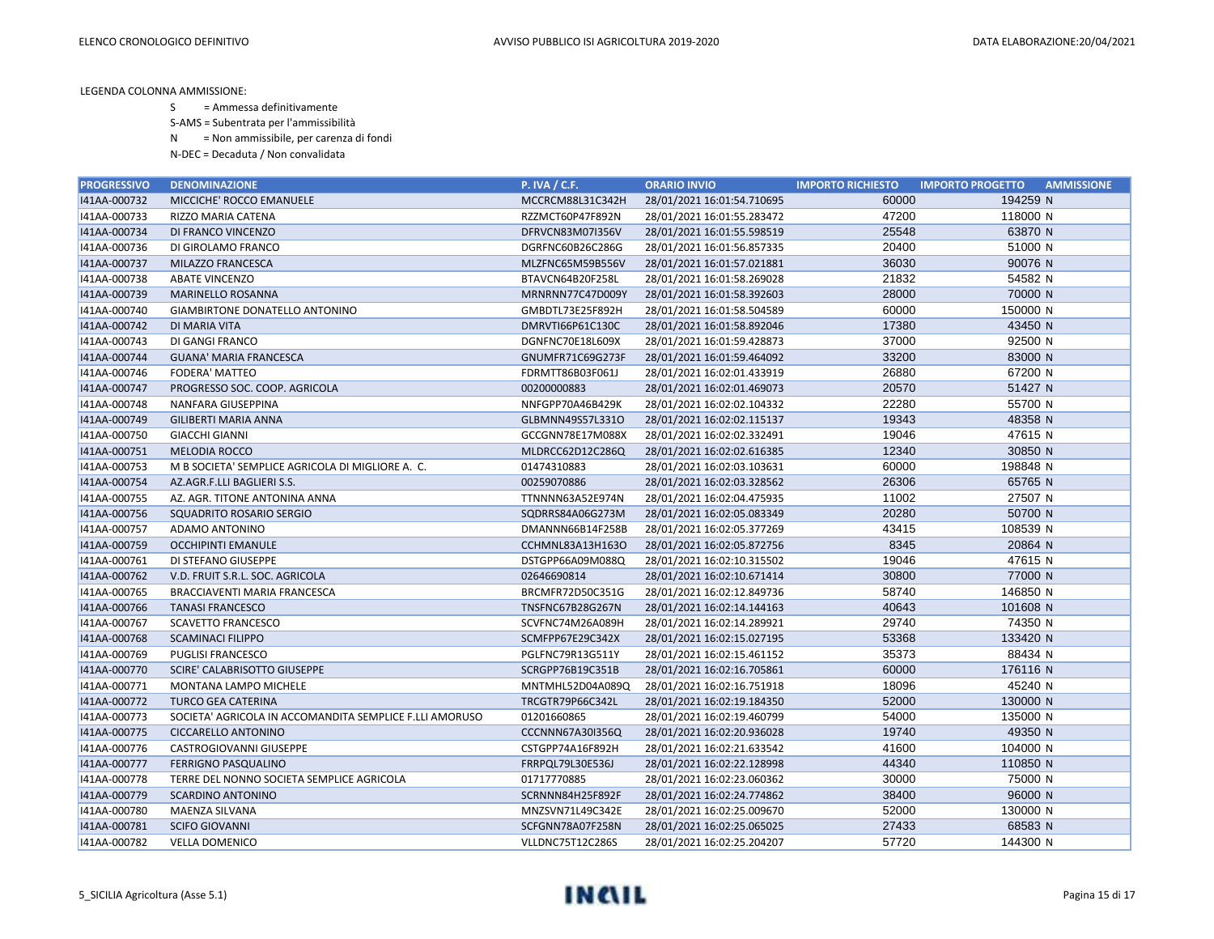LEGENDA COLONNA AMMISSIONE:

- S = Ammessa definitivamente
- S-AMS = Subentrata per l'ammissibilità
- N = Non ammissibile, per carenza di fondi
- N-DEC = Decaduta / Non convalidata

| PROGRESSIVO | DENOMINAZIONE | P. IVA / C.F. | ORARIO INVIO | IMPORTO RICHIESTO | IMPORTO PROGETTO | AMMISSIONE |
|---|---|---|---|---|---|---|
| I41AA-000732 | MICCICHE' ROCCO EMANUELE | MCCRCM88L31C342H | 28/01/2021 16:01:54.710695 | 60000 | 194259 | N |
| I41AA-000733 | RIZZO MARIA CATENA | RZZMCT60P47F892N | 28/01/2021 16:01:55.283472 | 47200 | 118000 | N |
| I41AA-000734 | DI FRANCO VINCENZO | DFRVCN83M07I356V | 28/01/2021 16:01:55.598519 | 25548 | 63870 | N |
| I41AA-000736 | DI GIROLAMO FRANCO | DGRFNC60B26C286G | 28/01/2021 16:01:56.857335 | 20400 | 51000 | N |
| I41AA-000737 | MILAZZO FRANCESCA | MLZFNC65M59B556V | 28/01/2021 16:01:57.021881 | 36030 | 90076 | N |
| I41AA-000738 | ABATE VINCENZO | BTAVCN64B20F258L | 28/01/2021 16:01:58.269028 | 21832 | 54582 | N |
| I41AA-000739 | MARINELLO ROSANNA | MRNRNN77C47D009Y | 28/01/2021 16:01:58.392603 | 28000 | 70000 | N |
| I41AA-000740 | GIAMBIRTONE DONATELLO ANTONINO | GMBDTL73E25F892H | 28/01/2021 16:01:58.504589 | 60000 | 150000 | N |
| I41AA-000742 | DI MARIA VITA | DMRVTI66P61C130C | 28/01/2021 16:01:58.892046 | 17380 | 43450 | N |
| I41AA-000743 | DI GANGI FRANCO | DGNFNC70E18L609X | 28/01/2021 16:01:59.428873 | 37000 | 92500 | N |
| I41AA-000744 | GUANA' MARIA FRANCESCA | GNUMFR71C69G273F | 28/01/2021 16:01:59.464092 | 33200 | 83000 | N |
| I41AA-000746 | FODERA' MATTEO | FDRMTT86B03F061J | 28/01/2021 16:02:01.433919 | 26880 | 67200 | N |
| I41AA-000747 | PROGRESSO SOC. COOP. AGRICOLA | 00200000883 | 28/01/2021 16:02:01.469073 | 20570 | 51427 | N |
| I41AA-000748 | NANFARA GIUSEPPINA | NNFGPP70A46B429K | 28/01/2021 16:02:02.104332 | 22280 | 55700 | N |
| I41AA-000749 | GILIBERTI MARIA ANNA | GLBMNN49S57L331O | 28/01/2021 16:02:02.115137 | 19343 | 48358 | N |
| I41AA-000750 | GIACCHI GIANNI | GCCGNN78E17M088X | 28/01/2021 16:02:02.332491 | 19046 | 47615 | N |
| I41AA-000751 | MELODIA ROCCO | MLDRCC62D12C286Q | 28/01/2021 16:02:02.616385 | 12340 | 30850 | N |
| I41AA-000753 | M B SOCIETA' SEMPLICE AGRICOLA DI MIGLIORE A. C. | 01474310883 | 28/01/2021 16:02:03.103631 | 60000 | 198848 | N |
| I41AA-000754 | AZ.AGR.F.LLI BAGLIERI S.S. | 00259070886 | 28/01/2021 16:02:03.328562 | 26306 | 65765 | N |
| I41AA-000755 | AZ. AGR. TITONE ANTONINA ANNA | TTNNNN63A52E974N | 28/01/2021 16:02:04.475935 | 11002 | 27507 | N |
| I41AA-000756 | SQUADRITO ROSARIO SERGIO | SQDRRS84A06G273M | 28/01/2021 16:02:05.083349 | 20280 | 50700 | N |
| I41AA-000757 | ADAMO ANTONINO | DMANNN66B14F258B | 28/01/2021 16:02:05.377269 | 43415 | 108539 | N |
| I41AA-000759 | OCCHIPINTI EMANULE | CCHMNL83A13H163O | 28/01/2021 16:02:05.872756 | 8345 | 20864 | N |
| I41AA-000761 | DI STEFANO GIUSEPPE | DSTGPP66A09M088Q | 28/01/2021 16:02:10.315502 | 19046 | 47615 | N |
| I41AA-000762 | V.D. FRUIT S.R.L. SOC. AGRICOLA | 02646690814 | 28/01/2021 16:02:10.671414 | 30800 | 77000 | N |
| I41AA-000765 | BRACCIAVENTI MARIA FRANCESCA | BRCMFR72D50C351G | 28/01/2021 16:02:12.849736 | 58740 | 146850 | N |
| I41AA-000766 | TANASI FRANCESCO | TNSFNC67B28G267N | 28/01/2021 16:02:14.144163 | 40643 | 101608 | N |
| I41AA-000767 | SCAVETTO FRANCESCO | SCVFNC74M26A089H | 28/01/2021 16:02:14.289921 | 29740 | 74350 | N |
| I41AA-000768 | SCAMINACI FILIPPO | SCMFPP67E29C342X | 28/01/2021 16:02:15.027195 | 53368 | 133420 | N |
| I41AA-000769 | PUGLISI FRANCESCO | PGLFNC79R13G511Y | 28/01/2021 16:02:15.461152 | 35373 | 88434 | N |
| I41AA-000770 | SCIRE' CALABRISOTTO GIUSEPPE | SCRGPP76B19C351B | 28/01/2021 16:02:16.705861 | 60000 | 176116 | N |
| I41AA-000771 | MONTANA LAMPO MICHELE | MNTMHL52D04A089Q | 28/01/2021 16:02:16.751918 | 18096 | 45240 | N |
| I41AA-000772 | TURCO GEA CATERINA | TRCGTR79P66C342L | 28/01/2021 16:02:19.184350 | 52000 | 130000 | N |
| I41AA-000773 | SOCIETA' AGRICOLA IN ACCOMANDITA SEMPLICE F.LLI AMORUSO | 01201660865 | 28/01/2021 16:02:19.460799 | 54000 | 135000 | N |
| I41AA-000775 | CICCARELLO ANTONINO | CCCNNN67A30I356Q | 28/01/2021 16:02:20.936028 | 19740 | 49350 | N |
| I41AA-000776 | CASTROGIOVANNI GIUSEPPE | CSTGPP74A16F892H | 28/01/2021 16:02:21.633542 | 41600 | 104000 | N |
| I41AA-000777 | FERRIGNO PASQUALINO | FRRPQL79L30E536J | 28/01/2021 16:02:22.128998 | 44340 | 110850 | N |
| I41AA-000778 | TERRE DEL NONNO SOCIETA SEMPLICE AGRICOLA | 01717770885 | 28/01/2021 16:02:23.060362 | 30000 | 75000 | N |
| I41AA-000779 | SCARDINO ANTONINO | SCRNNN84H25F892F | 28/01/2021 16:02:24.774862 | 38400 | 96000 | N |
| I41AA-000780 | MAENZA SILVANA | MNZSVN71L49C342E | 28/01/2021 16:02:25.009670 | 52000 | 130000 | N |
| I41AA-000781 | SCIFO GIOVANNI | SCFGNN78A07F258N | 28/01/2021 16:02:25.065025 | 27433 | 68583 | N |
| I41AA-000782 | VELLA DOMENICO | VLLDNC75T12C286S | 28/01/2021 16:02:25.204207 | 57720 | 144300 | N |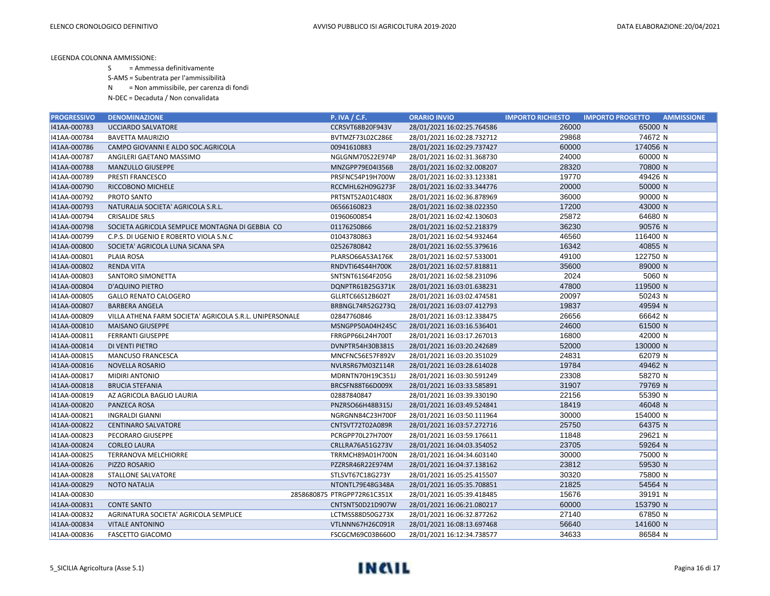LEGENDA COLONNA AMMISSIONE:

S = Ammessa definitivamente

S-AMS = Subentrata per l'ammissibilità

N = Non ammissibile, per carenza di fondi

N-DEC = Decaduta / Non convalidata

| PROGRESSIVO | DENOMINAZIONE | P. IVA / C.F. | ORARIO INVIO | IMPORTO RICHIESTO | IMPORTO PROGETTO | AMMISSIONE |
|---|---|---|---|---|---|---|
| I41AA-000783 | UCCIARDO SALVATORE | CCRSVT68B20F943V | 28/01/2021 16:02:25.764586 | 26000 | 65000 | N |
| I41AA-000784 | BAVETTA MAURIZIO | BVTMZF73L02C286E | 28/01/2021 16:02:28.732712 | 29868 | 74672 | N |
| I41AA-000786 | CAMPO GIOVANNI E ALDO SOC.AGRICOLA | 00941610883 | 28/01/2021 16:02:29.737427 | 60000 | 174056 | N |
| I41AA-000787 | ANGILERI GAETANO MASSIMO | NGLGNM70S22E974P | 28/01/2021 16:02:31.368730 | 24000 | 60000 | N |
| I41AA-000788 | MANZULLO GIUSEPPE | MNZGPP79E04I356B | 28/01/2021 16:02:32.008207 | 28320 | 70800 | N |
| I41AA-000789 | PRESTI FRANCESCO | PRSFNC54P19H700W | 28/01/2021 16:02:33.123381 | 19770 | 49426 | N |
| I41AA-000790 | RICCOBONO MICHELE | RCCMHL62H09G273F | 28/01/2021 16:02:33.344776 | 20000 | 50000 | N |
| I41AA-000792 | PROTO SANTO | PRTSNT52A01C480X | 28/01/2021 16:02:36.878969 | 36000 | 90000 | N |
| I41AA-000793 | NATURALIA SOCIETA' AGRICOLA S.R.L. | 06566160823 | 28/01/2021 16:02:38.022350 | 17200 | 43000 | N |
| I41AA-000794 | CRISALIDE SRLS | 01960600854 | 28/01/2021 16:02:42.130603 | 25872 | 64680 | N |
| I41AA-000798 | SOCIETA AGRICOLA SEMPLICE MONTAGNA DI GEBBIA CO | 01176250866 | 28/01/2021 16:02:52.218379 | 36230 | 90576 | N |
| I41AA-000799 | C.P.S. DI UGENIO E ROBERTO VIOLA S.N.C | 01043780863 | 28/01/2021 16:02:54.932464 | 46560 | 116400 | N |
| I41AA-000800 | SOCIETA' AGRICOLA LUNA SICANA SPA | 02526780842 | 28/01/2021 16:02:55.379616 | 16342 | 40855 | N |
| I41AA-000801 | PLAIA ROSA | PLARSO66A53A176K | 28/01/2021 16:02:57.533001 | 49100 | 122750 | N |
| I41AA-000802 | RENDA VITA | RNDVTI64S44H700K | 28/01/2021 16:02:57.818811 | 35600 | 89000 | N |
| I41AA-000803 | SANTORO SIMONETTA | SNTSNT61S64F205G | 28/01/2021 16:02:58.231096 | 2024 | 5060 | N |
| I41AA-000804 | D'AQUINO PIETRO | DQNPTR61B25G371K | 28/01/2021 16:03:01.638231 | 47800 | 119500 | N |
| I41AA-000805 | GALLO RENATO CALOGERO | GLLRTC66S12B602T | 28/01/2021 16:03:02.474581 | 20097 | 50243 | N |
| I41AA-000807 | BARBERA ANGELA | BRBNGL74R52G273Q | 28/01/2021 16:03:07.412793 | 19837 | 49594 | N |
| I41AA-000809 | VILLA ATHENA FARM SOCIETA' AGRICOLA S.R.L. UNIPERSONALE | 02847760846 | 28/01/2021 16:03:12.338475 | 26656 | 66642 | N |
| I41AA-000810 | MAISANO GIUSEPPE | MSNGPP50A04H245C | 28/01/2021 16:03:16.536401 | 24600 | 61500 | N |
| I41AA-000811 | FERRANTI GIUSEPPE | FRRGPP66L24H700T | 28/01/2021 16:03:17.267013 | 16800 | 42000 | N |
| I41AA-000814 | DI VENTI PIETRO | DVNPTR54H30B381S | 28/01/2021 16:03:20.242689 | 52000 | 130000 | N |
| I41AA-000815 | MANCUSO FRANCESCA | MNCFNC56E57F892V | 28/01/2021 16:03:20.351029 | 24831 | 62079 | N |
| I41AA-000816 | NOVELLA ROSARIO | NVLRSR67M03Z114R | 28/01/2021 16:03:28.614028 | 19784 | 49462 | N |
| I41AA-000817 | MIDIRI ANTONIO | MDRNTN70H19C351J | 28/01/2021 16:03:30.591249 | 23308 | 58270 | N |
| I41AA-000818 | BRUCIA STEFANIA | BRCSFN88T66D009X | 28/01/2021 16:03:33.585891 | 31907 | 79769 | N |
| I41AA-000819 | AZ AGRICOLA BAGLIO LAURIA | 02887840847 | 28/01/2021 16:03:39.330190 | 22156 | 55390 | N |
| I41AA-000820 | PANZECA ROSA | PNZRSO66H48B315J | 28/01/2021 16:03:49.524841 | 18419 | 46048 | N |
| I41AA-000821 | INGRALDI GIANNI | NGRGNN84C23H700F | 28/01/2021 16:03:50.111964 | 30000 | 154000 | N |
| I41AA-000822 | CENTINARO SALVATORE | CNTSVT72T02A089R | 28/01/2021 16:03:57.272716 | 25750 | 64375 | N |
| I41AA-000823 | PECORARO GIUSEPPE | PCRGPP70L27H700Y | 28/01/2021 16:03:59.176611 | 11848 | 29621 | N |
| I41AA-000824 | CORLEO LAURA | CRLLRA76A51G273V | 28/01/2021 16:04:03.354052 | 23705 | 59264 | N |
| I41AA-000825 | TERRANOVA MELCHIORRE | TRRMCH89A01H700N | 28/01/2021 16:04:34.603140 | 30000 | 75000 | N |
| I41AA-000826 | PIZZO ROSARIO | PZZRSR46R22E974M | 28/01/2021 16:04:37.138162 | 23812 | 59530 | N |
| I41AA-000828 | STALLONE SALVATORE | STLSVT67C18G273Y | 28/01/2021 16:05:25.415507 | 30320 | 75800 | N |
| I41AA-000829 | NOTO NATALIA | NTONTL79E48G348A | 28/01/2021 16:05:35.708851 | 21825 | 54564 | N |
| I41AA-000830 | 2858680875 | PTRGPP72R61C351X | 28/01/2021 16:05:39.418485 | 15676 | 39191 | N |
| I41AA-000831 | CONTE SANTO | CNTSNT50D21D907W | 28/01/2021 16:06:21.080217 | 60000 | 153790 | N |
| I41AA-000832 | AGRINATURA SOCIETA' AGRICOLA SEMPLICE | LCTMSS88D50G273X | 28/01/2021 16:06:32.877262 | 27140 | 67850 | N |
| I41AA-000834 | VITALE ANTONINO | VTLNNN67H26C091R | 28/01/2021 16:08:13.697468 | 56640 | 141600 | N |
| I41AA-000836 | FASCETTO GIACOMO | FSCGCM69C03B660O | 28/01/2021 16:12:34.738577 | 34633 | 86584 | N |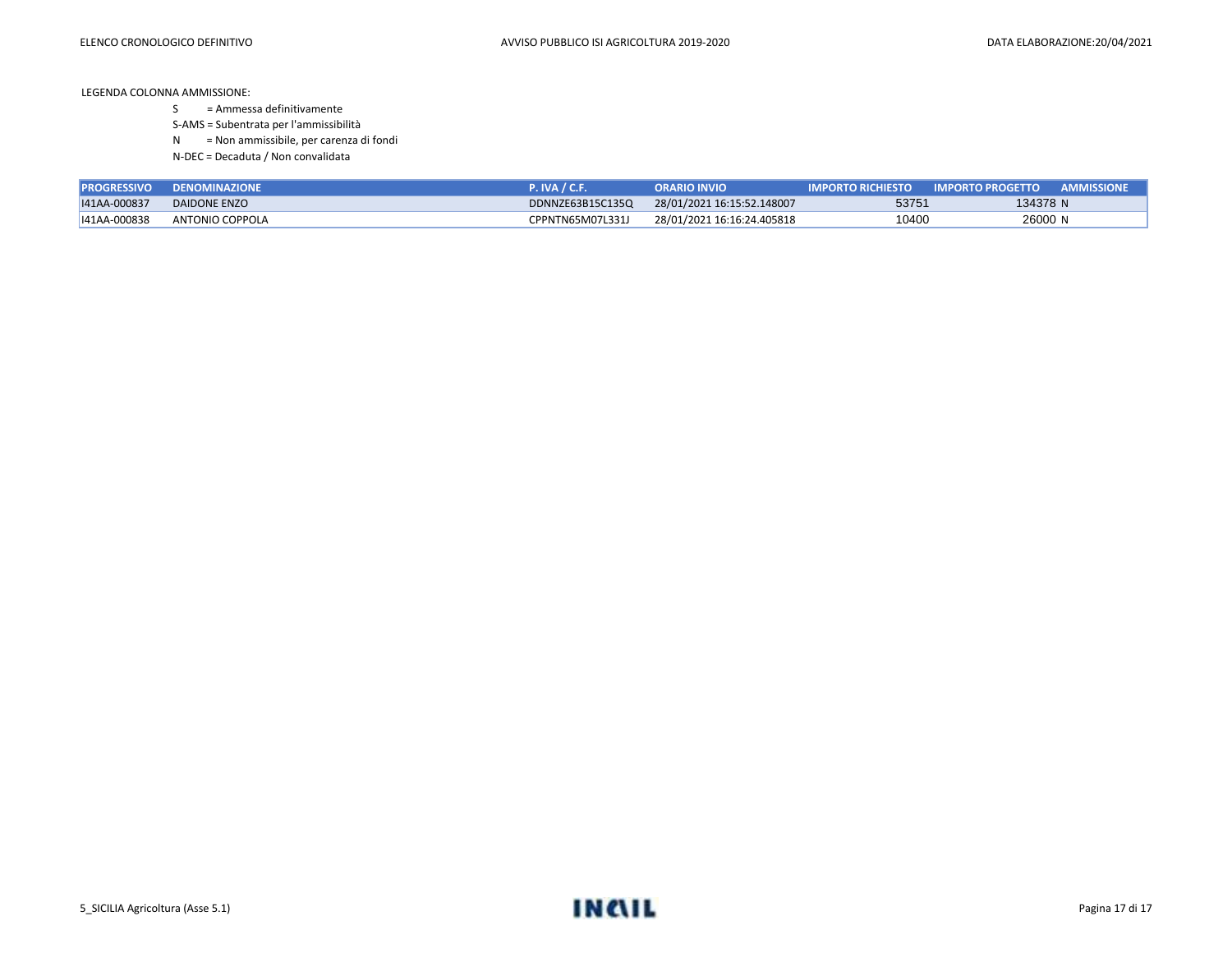LEGENDA COLONNA AMMISSIONE:

- S = Ammessa definitivamente
- S-AMS = Subentrata per l'ammissibilità
- N = Non ammissibile, per carenza di fondi
- N-DEC = Decaduta / Non convalidata

| PROGRESSIVO | DENOMINAZIONE | P. IVA / C.F. | ORARIO INVIO | IMPORTO RICHIESTO | IMPORTO PROGETTO | AMMISSIONE |
|---|---|---|---|---|---|---|
| I41AA-000837 | DAIDONE ENZO | DDNNZE63B15C135Q | 28/01/2021 16:15:52.148007 | 53751 | 134378 | N |
| I41AA-000838 | ANTONIO COPPOLA | CPPNTN65M07L331J | 28/01/2021 16:16:24.405818 | 10400 | 26000 | N |